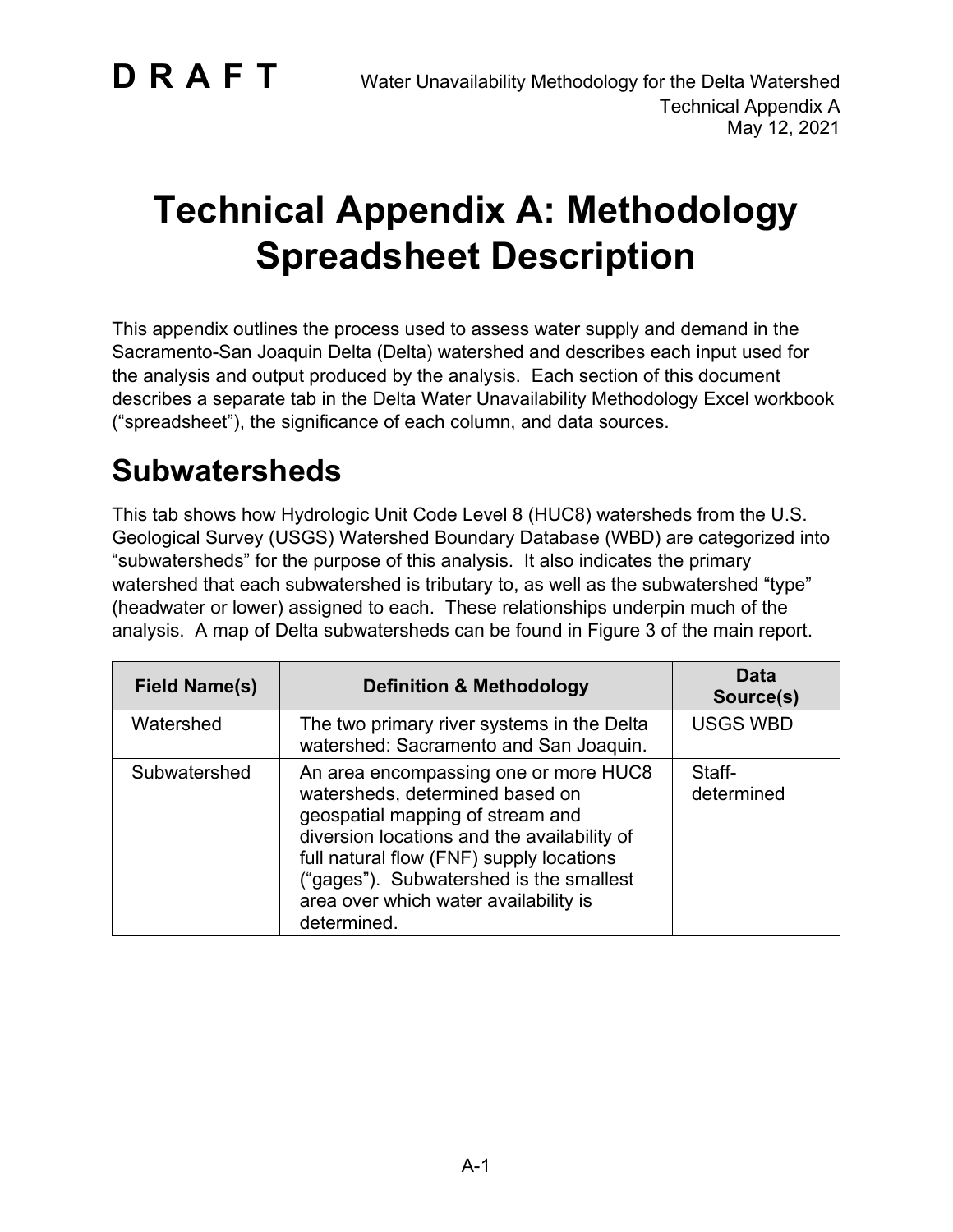# Technical Appendix A: Methodology Spreadsheet Description

This appendix outlines the process used to assess water supply and demand in the Sacramento-San Joaquin Delta (Delta) watershed and describes each input used for the analysis and output produced by the analysis. Each section of this document describes a separate tab in the Delta Water Unavailability Methodology Excel workbook ("spreadsheet"), the significance of each column, and data sources.

## Subwatersheds

This tab shows how Hydrologic Unit Code Level 8 (HUC8) watersheds from the U.S. Geological Survey (USGS) Watershed Boundary Database (WBD) are categorized into "subwatersheds" for the purpose of this analysis. It also indicates the primary watershed that each subwatershed is tributary to, as well as the subwatershed "type" (headwater or lower) assigned to each. These relationships underpin much of the analysis. A map of Delta subwatersheds can be found in Figure 3 of the main report.

| Field Name(s) | Definition & Methodology | Data Source(s) |
| --- | --- | --- |
| Watershed | The two primary river systems in the Delta watershed: Sacramento and San Joaquin. | USGS WBD |
| Subwatershed | An area encompassing one or more HUC8 watersheds, determined based on geospatial mapping of stream and diversion locations and the availability of full natural flow (FNF) supply locations ("gages"). Subwatershed is the smallest area over which water availability is determined. | Staff-determined |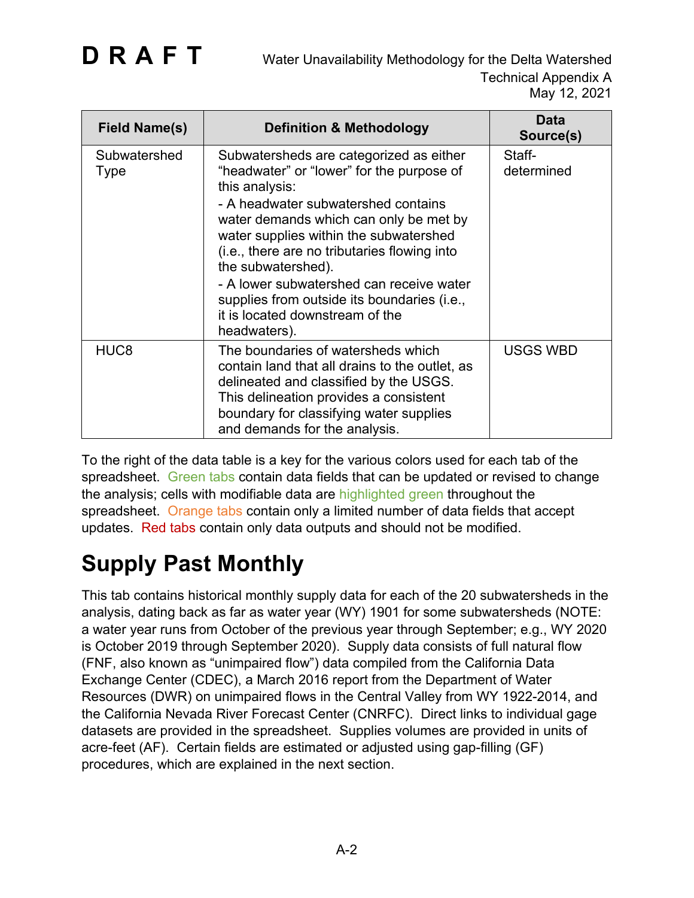| Field Name(s) | Definition & Methodology | Data Source(s) |
|---|---|---|
| Subwatershed Type | Subwatersheds are categorized as either “headwater” or “lower” for the purpose of this analysis:<br>- A headwater subwatershed contains water demands which can only be met by water supplies within the subwatershed (i.e., there are no tributaries flowing into the subwatershed).<br>- A lower subwatershed can receive water supplies from outside its boundaries (i.e., it is located downstream of the headwaters). | Staff-determined |
| HUC8 | The boundaries of watersheds which contain land that all drains to the outlet, as delineated and classified by the USGS. This delineation provides a consistent boundary for classifying water supplies and demands for the analysis. | USGS WBD |

To the right of the data table is a key for the various colors used for each tab of the spreadsheet. Green tabs contain data fields that can be updated or revised to change the analysis; cells with modifiable data are highlighted green throughout the spreadsheet. Orange tabs contain only a limited number of data fields that accept updates. Red tabs contain only data outputs and should not be modified.

# Supply Past Monthly

This tab contains historical monthly supply data for each of the 20 subwatersheds in the analysis, dating back as far as water year (WY) 1901 for some subwatersheds (NOTE: a water year runs from October of the previous year through September; e.g., WY 2020 is October 2019 through September 2020). Supply data consists of full natural flow (FNF, also known as “unimpaired flow”) data compiled from the California Data Exchange Center (CDEC), a March 2016 report from the Department of Water Resources (DWR) on unimpaired flows in the Central Valley from WY 1922-2014, and the California Nevada River Forecast Center (CNRFC). Direct links to individual gage datasets are provided in the spreadsheet. Supplies volumes are provided in units of acre-feet (AF). Certain fields are estimated or adjusted using gap-filling (GF) procedures, which are explained in the next section.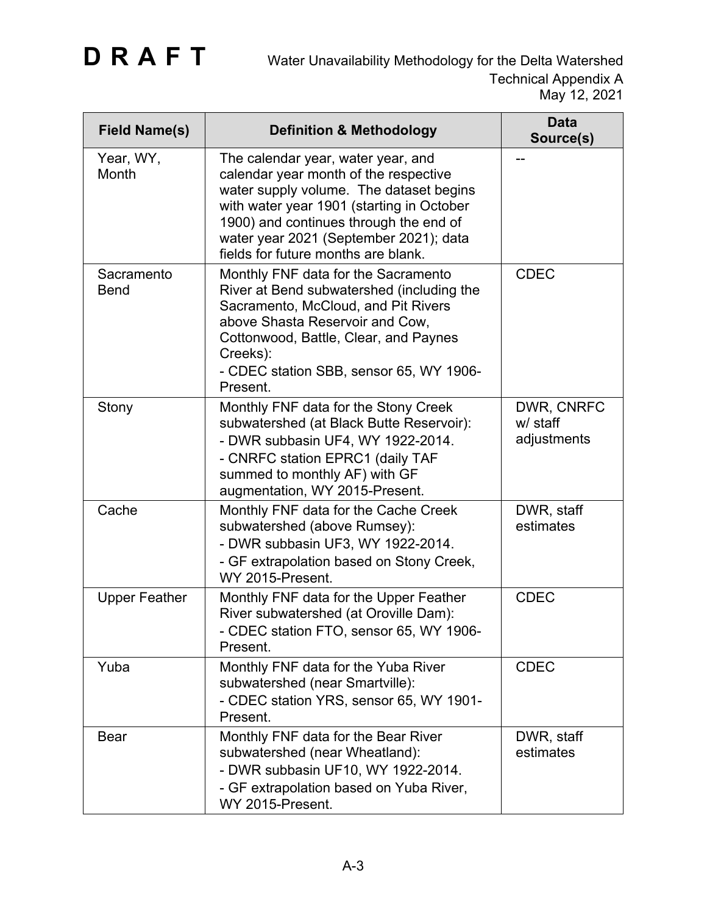| Field Name(s) | Definition & Methodology | Data Source(s) |
|---|---|---|
| Year, WY, Month | The calendar year, water year, and calendar year month of the respective water supply volume. The dataset begins with water year 1901 (starting in October 1900) and continues through the end of water year 2021 (September 2021); data fields for future months are blank. | -- |
| Sacramento Bend | Monthly FNF data for the Sacramento River at Bend subwatershed (including the Sacramento, McCloud, and Pit Rivers above Shasta Reservoir and Cow, Cottonwood, Battle, Clear, and Paynes Creeks):<br>- CDEC station SBB, sensor 65, WY 1906-Present. | CDEC |
| Stony | Monthly FNF data for the Stony Creek subwatershed (at Black Butte Reservoir):<br>- DWR subbasin UF4, WY 1922-2014.<br>- CNRFC station EPRC1 (daily TAF summed to monthly AF) with GF augmentation, WY 2015-Present. | DWR, CNRFC w/ staff adjustments |
| Cache | Monthly FNF data for the Cache Creek subwatershed (above Rumsey):<br>- DWR subbasin UF3, WY 1922-2014.<br>- GF extrapolation based on Stony Creek, WY 2015-Present. | DWR, staff estimates |
| Upper Feather | Monthly FNF data for the Upper Feather River subwatershed (at Oroville Dam):<br>- CDEC station FTO, sensor 65, WY 1906-Present. | CDEC |
| Yuba | Monthly FNF data for the Yuba River subwatershed (near Smartville):<br>- CDEC station YRS, sensor 65, WY 1901-Present. | CDEC |
| Bear | Monthly FNF data for the Bear River subwatershed (near Wheatland):<br>- DWR subbasin UF10, WY 1922-2014.<br>- GF extrapolation based on Yuba River, WY 2015-Present. | DWR, staff estimates |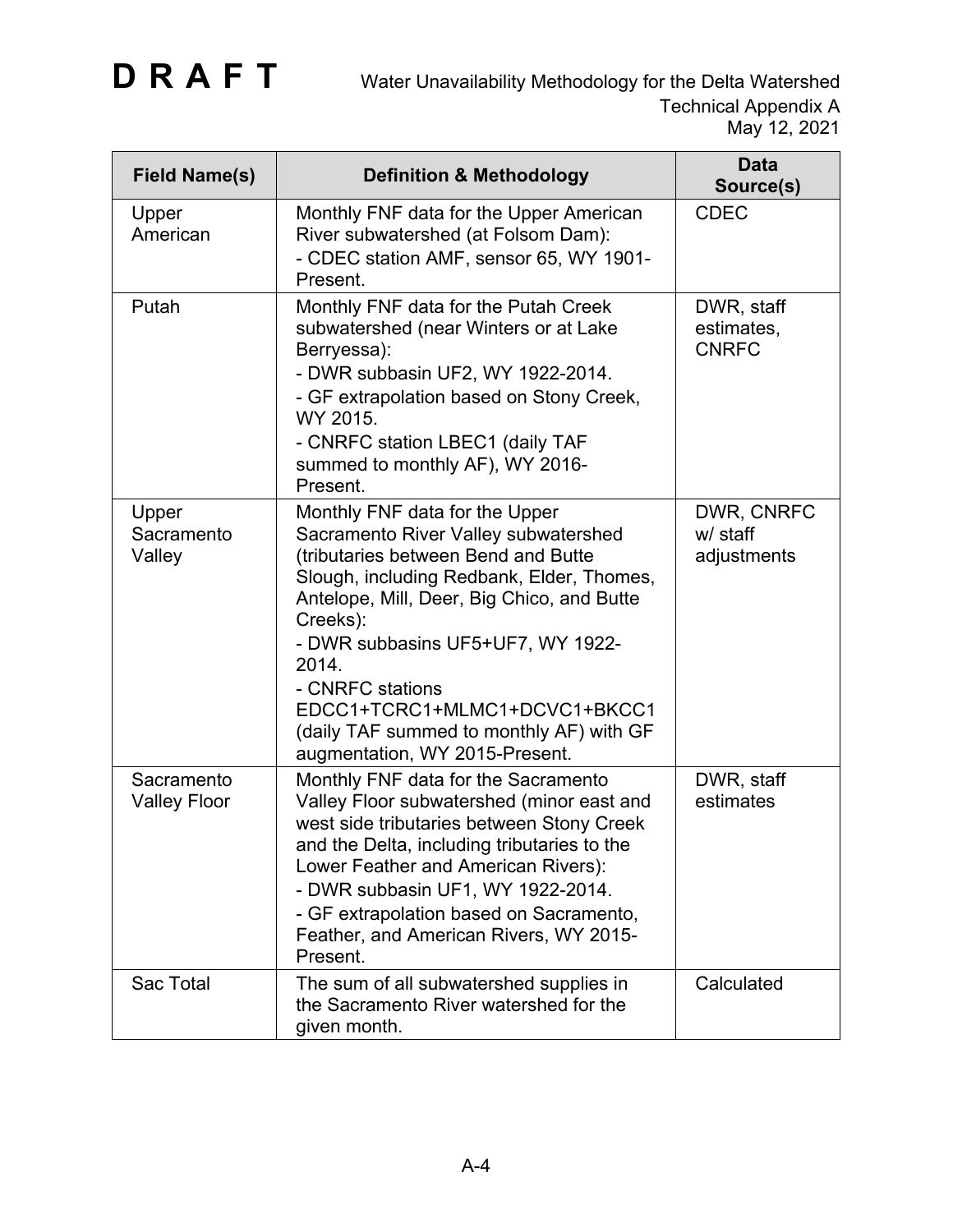| Field Name(s) | Definition & Methodology | Data Source(s) |
|---|---|---|
| Upper American | Monthly FNF data for the Upper American River subwatershed (at Folsom Dam):<br>- CDEC station AMF, sensor 65, WY 1901-Present. | CDEC |
| Putah | Monthly FNF data for the Putah Creek subwatershed (near Winters or at Lake Berryessa):<br>- DWR subbasin UF2, WY 1922-2014.<br>- GF extrapolation based on Stony Creek, WY 2015.<br>- CNRFC station LBEC1 (daily TAF summed to monthly AF), WY 2016-Present. | DWR, staff estimates, CNRFC |
| Upper Sacramento Valley | Monthly FNF data for the Upper Sacramento River Valley subwatershed (tributaries between Bend and Butte Slough, including Redbank, Elder, Thomes, Antelope, Mill, Deer, Big Chico, and Butte Creeks):<br>- DWR subbasins UF5+UF7, WY 1922-2014.<br>- CNRFC stations EDCC1+TCRC1+MLMC1+DCVC1+BKCC1 (daily TAF summed to monthly AF) with GF augmentation, WY 2015-Present. | DWR, CNRFC w/ staff adjustments |
| Sacramento Valley Floor | Monthly FNF data for the Sacramento Valley Floor subwatershed (minor east and west side tributaries between Stony Creek and the Delta, including tributaries to the Lower Feather and American Rivers):<br>- DWR subbasin UF1, WY 1922-2014.<br>- GF extrapolation based on Sacramento, Feather, and American Rivers, WY 2015-Present. | DWR, staff estimates |
| Sac Total | The sum of all subwatershed supplies in the Sacramento River watershed for the given month. | Calculated |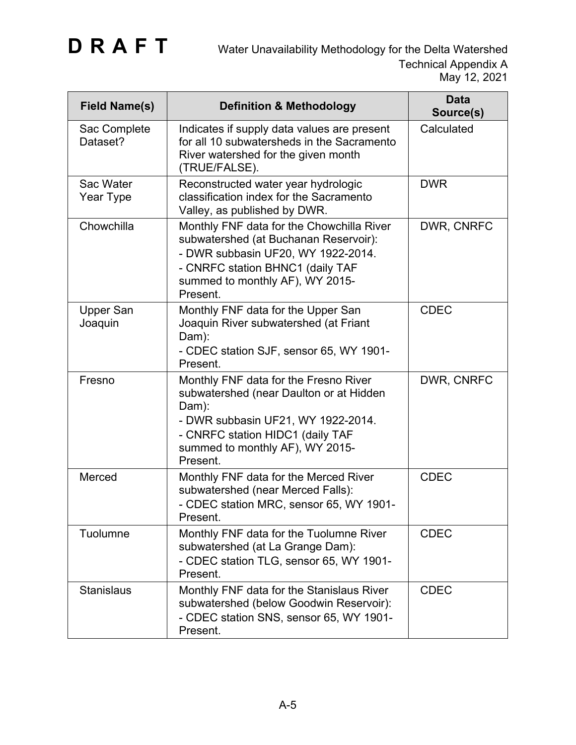| Field Name(s) | Definition & Methodology | Data Source(s) |
|---|---|---|
| Sac Complete Dataset? | Indicates if supply data values are present for all 10 subwatersheds in the Sacramento River watershed for the given month (TRUE/FALSE). | Calculated |
| Sac Water Year Type | Reconstructed water year hydrologic classification index for the Sacramento Valley, as published by DWR. | DWR |
| Chowchilla | Monthly FNF data for the Chowchilla River subwatershed (at Buchanan Reservoir):<br>- DWR subbasin UF20, WY 1922-2014.<br>- CNRFC station BHNC1 (daily TAF summed to monthly AF), WY 2015-Present. | DWR, CNRFC |
| Upper San Joaquin | Monthly FNF data for the Upper San Joaquin River subwatershed (at Friant Dam):<br>- CDEC station SJF, sensor 65, WY 1901-Present. | CDEC |
| Fresno | Monthly FNF data for the Fresno River subwatershed (near Daulton or at Hidden Dam):<br>- DWR subbasin UF21, WY 1922-2014.<br>- CNRFC station HIDC1 (daily TAF summed to monthly AF), WY 2015-Present. | DWR, CNRFC |
| Merced | Monthly FNF data for the Merced River subwatershed (near Merced Falls):<br>- CDEC station MRC, sensor 65, WY 1901-Present. | CDEC |
| Tuolumne | Monthly FNF data for the Tuolumne River subwatershed (at La Grange Dam):<br>- CDEC station TLG, sensor 65, WY 1901-Present. | CDEC |
| Stanislaus | Monthly FNF data for the Stanislaus River subwatershed (below Goodwin Reservoir):<br>- CDEC station SNS, sensor 65, WY 1901-Present. | CDEC |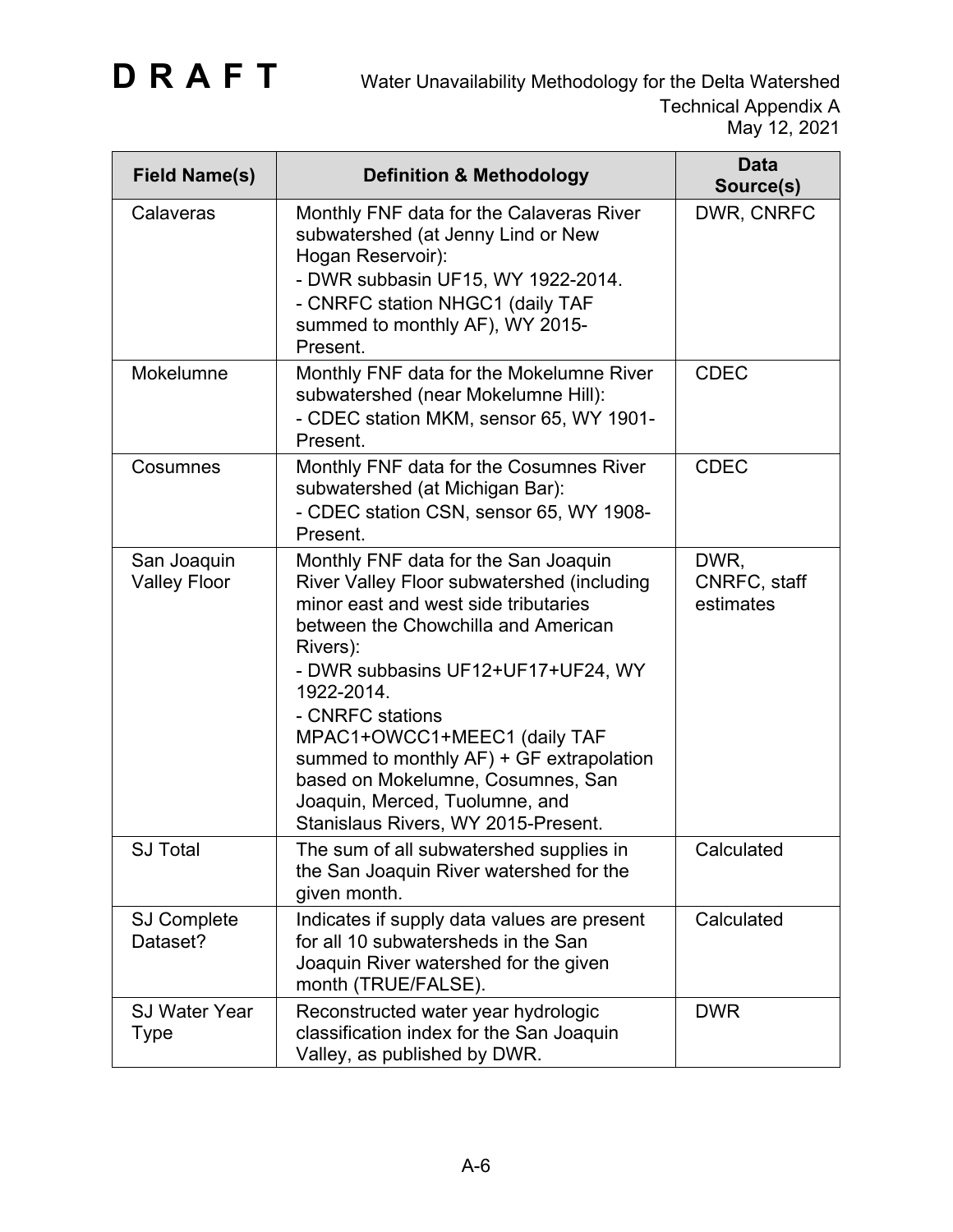| Field Name(s) | Definition & Methodology | Data Source(s) |
|---|---|---|
| Calaveras | Monthly FNF data for the Calaveras River subwatershed (at Jenny Lind or New Hogan Reservoir):<br>- DWR subbasin UF15, WY 1922-2014.<br>- CNRFC station NHGC1 (daily TAF summed to monthly AF), WY 2015-Present. | DWR, CNRFC |
| Mokelumne | Monthly FNF data for the Mokelumne River subwatershed (near Mokelumne Hill):<br>- CDEC station MKM, sensor 65, WY 1901-Present. | CDEC |
| Cosumnes | Monthly FNF data for the Cosumnes River subwatershed (at Michigan Bar):<br>- CDEC station CSN, sensor 65, WY 1908-Present. | CDEC |
| San Joaquin Valley Floor | Monthly FNF data for the San Joaquin River Valley Floor subwatershed (including minor east and west side tributaries between the Chowchilla and American Rivers):<br>- DWR subbasins UF12+UF17+UF24, WY 1922-2014.<br>- CNRFC stations MPAC1+OWCC1+MEEC1 (daily TAF summed to monthly AF) + GF extrapolation based on Mokelumne, Cosumnes, San Joaquin, Merced, Tuolumne, and Stanislaus Rivers, WY 2015-Present. | DWR, CNRFC, staff estimates |
| SJ Total | The sum of all subwatershed supplies in the San Joaquin River watershed for the given month. | Calculated |
| SJ Complete Dataset? | Indicates if supply data values are present for all 10 subwatersheds in the San Joaquin River watershed for the given month (TRUE/FALSE). | Calculated |
| SJ Water Year Type | Reconstructed water year hydrologic classification index for the San Joaquin Valley, as published by DWR. | DWR |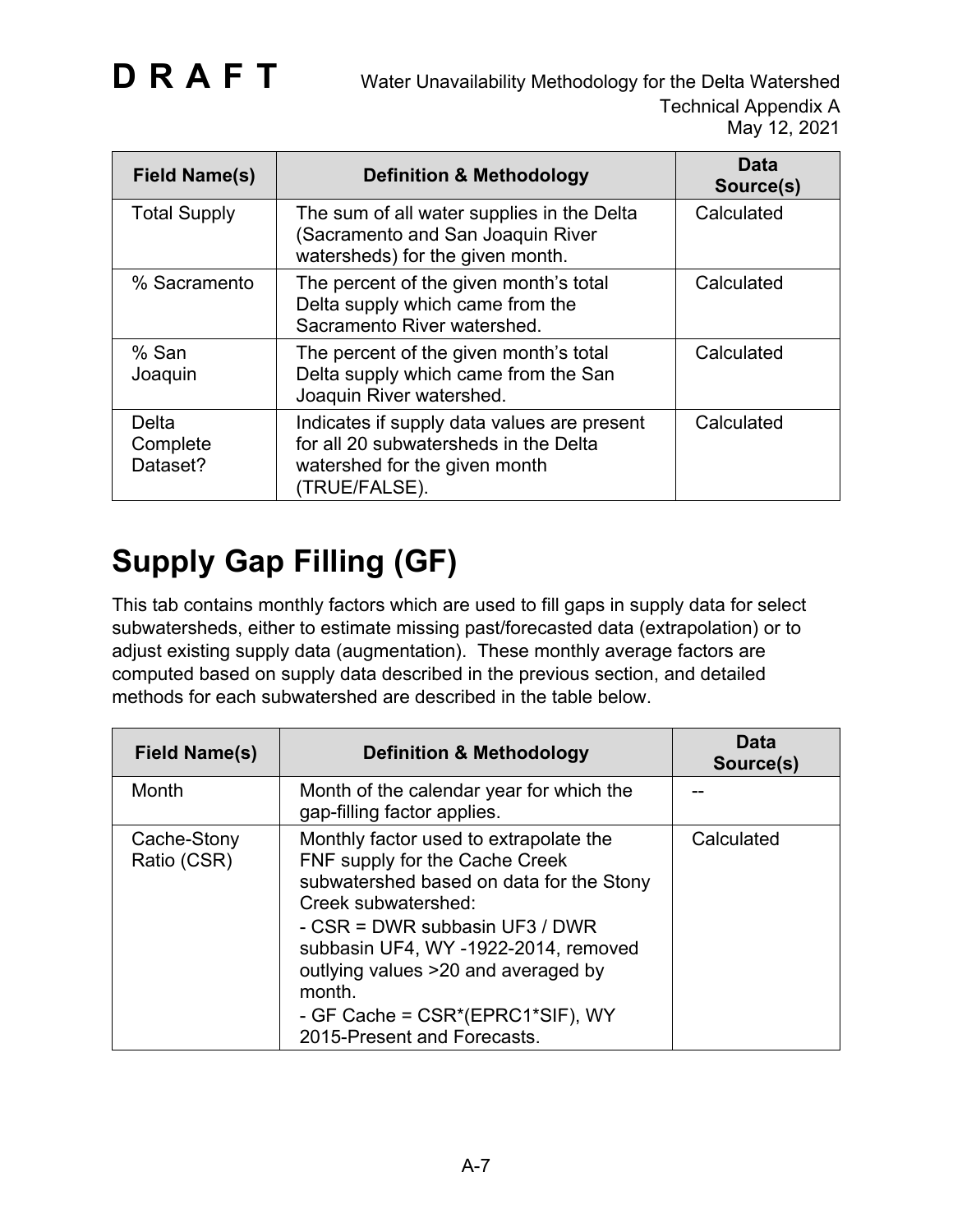| Field Name(s) | Definition & Methodology | Data Source(s) |
|---|---|---|
| Total Supply | The sum of all water supplies in the Delta (Sacramento and San Joaquin River watersheds) for the given month. | Calculated |
| % Sacramento | The percent of the given month's total Delta supply which came from the Sacramento River watershed. | Calculated |
| % San Joaquin | The percent of the given month's total Delta supply which came from the San Joaquin River watershed. | Calculated |
| Delta Complete Dataset? | Indicates if supply data values are present for all 20 subwatersheds in the Delta watershed for the given month (TRUE/FALSE). | Calculated |

## Supply Gap Filling (GF)

This tab contains monthly factors which are used to fill gaps in supply data for select subwatersheds, either to estimate missing past/forecasted data (extrapolation) or to adjust existing supply data (augmentation). These monthly average factors are computed based on supply data described in the previous section, and detailed methods for each subwatershed are described in the table below.

| Field Name(s) | Definition & Methodology | Data Source(s) |
|---|---|---|
| Month | Month of the calendar year for which the gap-filling factor applies. | -- |
| Cache-Stony Ratio (CSR) | Monthly factor used to extrapolate the FNF supply for the Cache Creek subwatershed based on data for the Stony Creek subwatershed:<br>- CSR = DWR subbasin UF3 / DWR subbasin UF4, WY -1922-2014, removed outlying values >20 and averaged by month.<br>- GF Cache = CSR*(EPRC1*SIF), WY 2015-Present and Forecasts. | Calculated |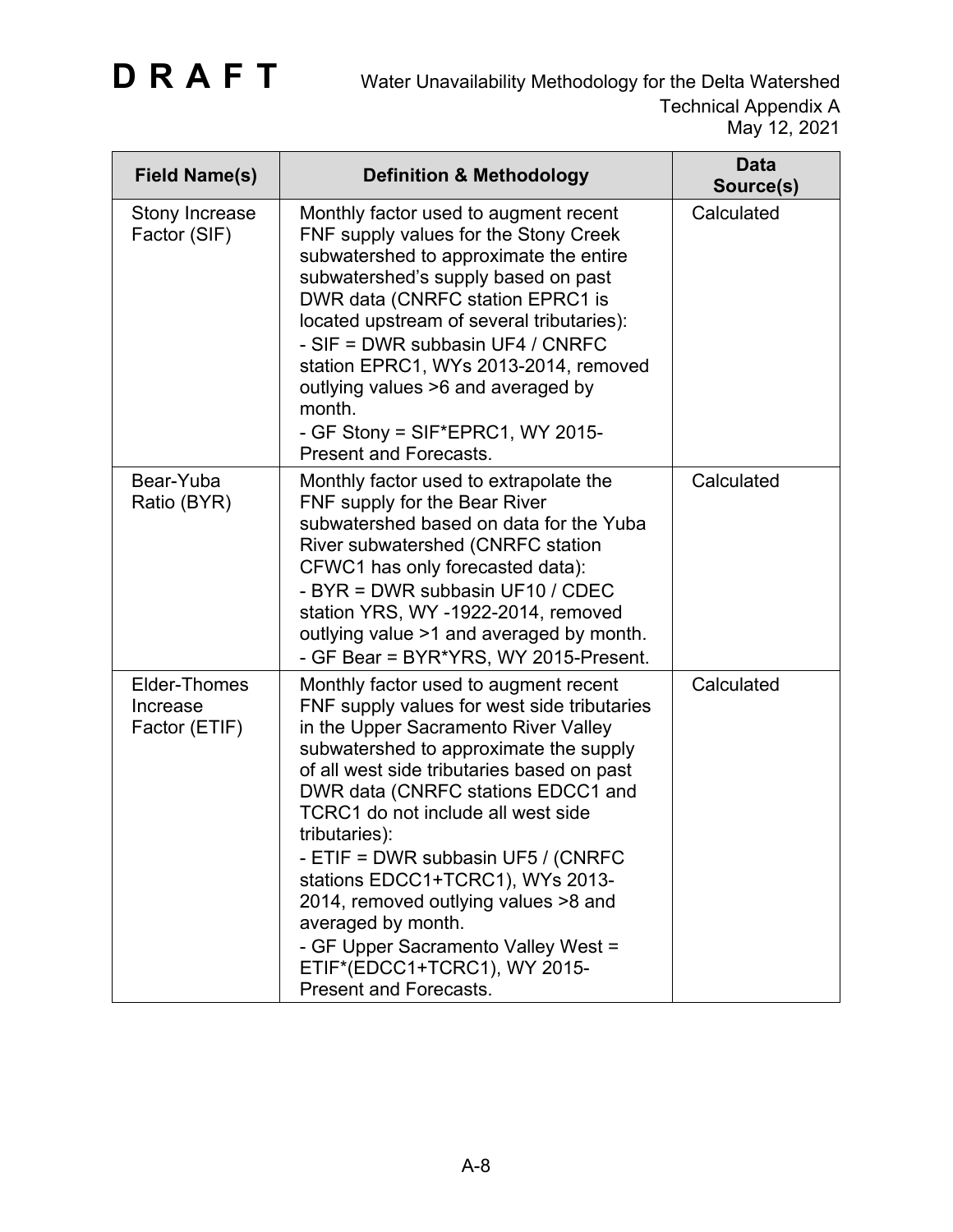| Field Name(s) | Definition & Methodology | Data Source(s) |
|---|---|---|
| Stony Increase Factor (SIF) | Monthly factor used to augment recent FNF supply values for the Stony Creek subwatershed to approximate the entire subwatershed's supply based on past DWR data (CNRFC station EPRC1 is located upstream of several tributaries):<br>- SIF = DWR subbasin UF4 / CNRFC station EPRC1, WYs 2013-2014, removed outlying values >6 and averaged by month.<br>- GF Stony = SIF*EPRC1, WY 2015-Present and Forecasts. | Calculated |
| Bear-Yuba Ratio (BYR) | Monthly factor used to extrapolate the FNF supply for the Bear River subwatershed based on data for the Yuba River subwatershed (CNRFC station CFWC1 has only forecasted data):<br>- BYR = DWR subbasin UF10 / CDEC station YRS, WY -1922-2014, removed outlying value >1 and averaged by month.<br>- GF Bear = BYR*YRS, WY 2015-Present. | Calculated |
| Elder-Thomes Increase Factor (ETIF) | Monthly factor used to augment recent FNF supply values for west side tributaries in the Upper Sacramento River Valley subwatershed to approximate the supply of all west side tributaries based on past DWR data (CNRFC stations EDCC1 and TCRC1 do not include all west side tributaries):<br>- ETIF = DWR subbasin UF5 / (CNRFC stations EDCC1+TCRC1), WYs 2013-2014, removed outlying values >8 and averaged by month.<br>- GF Upper Sacramento Valley West = ETIF*(EDCC1+TCRC1), WY 2015-Present and Forecasts. | Calculated |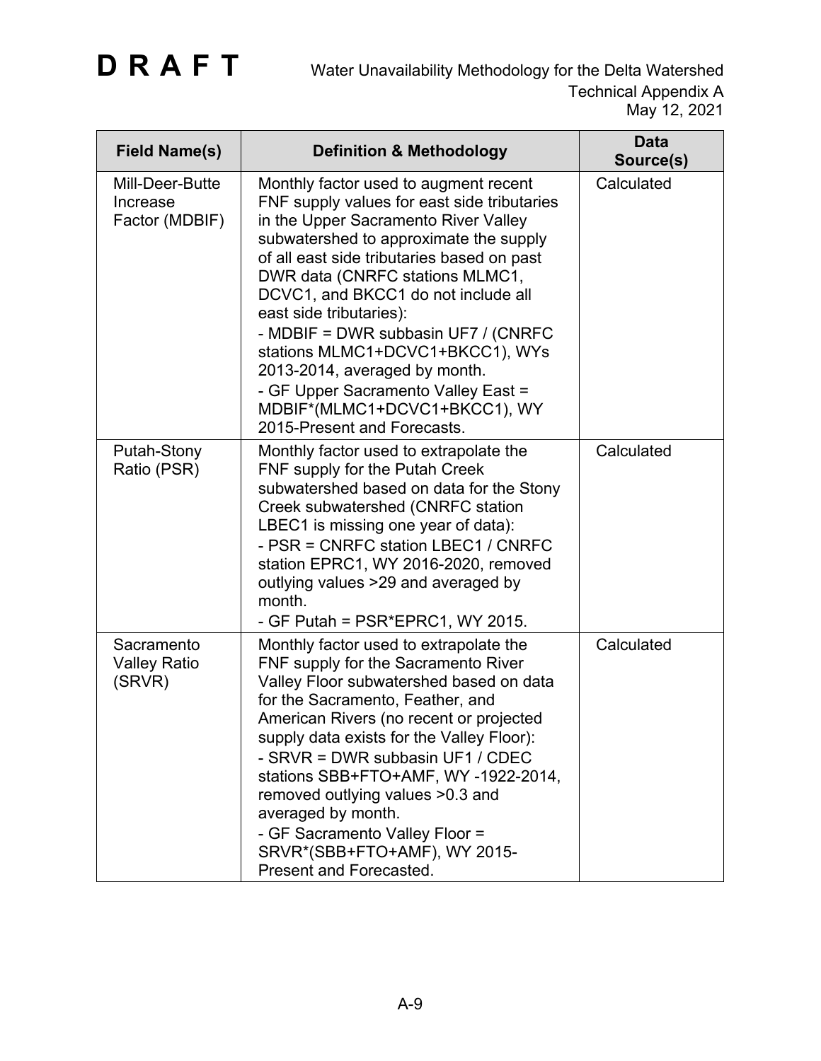| Field Name(s) | Definition & Methodology | Data Source(s) |
|---|---|---|
| Mill-Deer-Butte Increase Factor (MDBIF) | Monthly factor used to augment recent FNF supply values for east side tributaries in the Upper Sacramento River Valley subwatershed to approximate the supply of all east side tributaries based on past DWR data (CNRFC stations MLMC1, DCVC1, and BKCC1 do not include all east side tributaries):<br>- MDBIF = DWR subbasin UF7 / (CNRFC stations MLMC1+DCVC1+BKCC1), WYs 2013-2014, averaged by month.<br>- GF Upper Sacramento Valley East = MDBIF*(MLMC1+DCVC1+BKCC1), WY 2015-Present and Forecasts. | Calculated |
| Putah-Stony Ratio (PSR) | Monthly factor used to extrapolate the FNF supply for the Putah Creek subwatershed based on data for the Stony Creek subwatershed (CNRFC station LBEC1 is missing one year of data):<br>- PSR = CNRFC station LBEC1 / CNRFC station EPRC1, WY 2016-2020, removed outlying values >29 and averaged by month.<br>- GF Putah = PSR*EPRC1, WY 2015. | Calculated |
| Sacramento Valley Ratio (SRVR) | Monthly factor used to extrapolate the FNF supply for the Sacramento River Valley Floor subwatershed based on data for the Sacramento, Feather, and American Rivers (no recent or projected supply data exists for the Valley Floor):<br>- SRVR = DWR subbasin UF1 / CDEC stations SBB+FTO+AMF, WY -1922-2014, removed outlying values >0.3 and averaged by month.<br>- GF Sacramento Valley Floor = SRVR*(SBB+FTO+AMF), WY 2015-Present and Forecasted. | Calculated |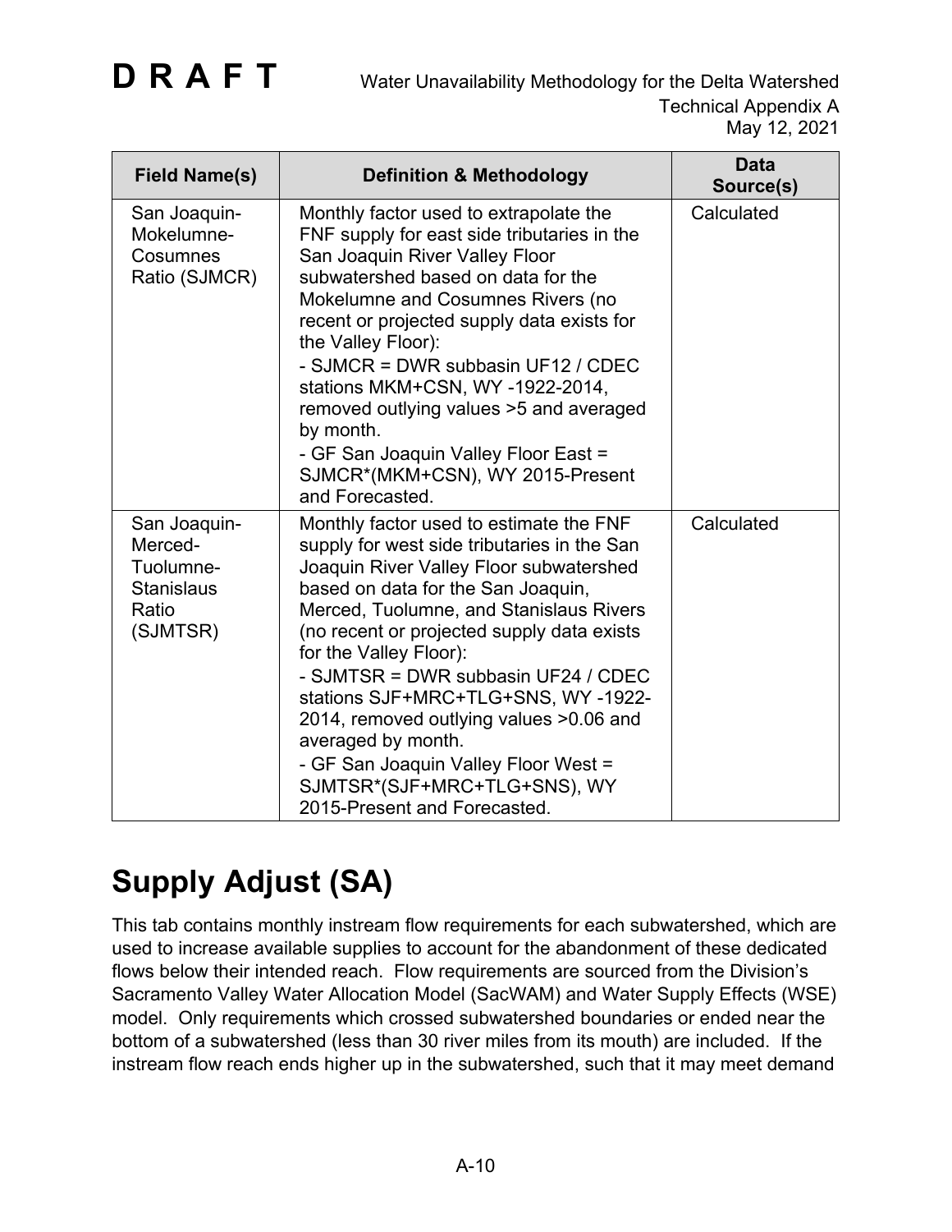| Field Name(s) | Definition & Methodology | Data Source(s) |
|---|---|---|
| San Joaquin-Mokelumne-Cosumnes Ratio (SJMCR) | Monthly factor used to extrapolate the FNF supply for east side tributaries in the San Joaquin River Valley Floor subwatershed based on data for the Mokelumne and Cosumnes Rivers (no recent or projected supply data exists for the Valley Floor):<br>- SJMCR = DWR subbasin UF12 / CDEC stations MKM+CSN, WY -1922-2014, removed outlying values >5 and averaged by month.<br>- GF San Joaquin Valley Floor East = SJMCR*(MKM+CSN), WY 2015-Present and Forecasted. | Calculated |
| San Joaquin-Merced-Tuolumne-Stanislaus Ratio (SJMTSR) | Monthly factor used to estimate the FNF supply for west side tributaries in the San Joaquin River Valley Floor subwatershed based on data for the San Joaquin, Merced, Tuolumne, and Stanislaus Rivers (no recent or projected supply data exists for the Valley Floor):<br>- SJMTSR = DWR subbasin UF24 / CDEC stations SJF+MRC+TLG+SNS, WY -1922-2014, removed outlying values >0.06 and averaged by month.<br>- GF San Joaquin Valley Floor West = SJMTSR*(SJF+MRC+TLG+SNS), WY 2015-Present and Forecasted. | Calculated |

# Supply Adjust (SA)

This tab contains monthly instream flow requirements for each subwatershed, which are used to increase available supplies to account for the abandonment of these dedicated flows below their intended reach. Flow requirements are sourced from the Division's Sacramento Valley Water Allocation Model (SacWAM) and Water Supply Effects (WSE) model. Only requirements which crossed subwatershed boundaries or ended near the bottom of a subwatershed (less than 30 river miles from its mouth) are included. If the instream flow reach ends higher up in the subwatershed, such that it may meet demand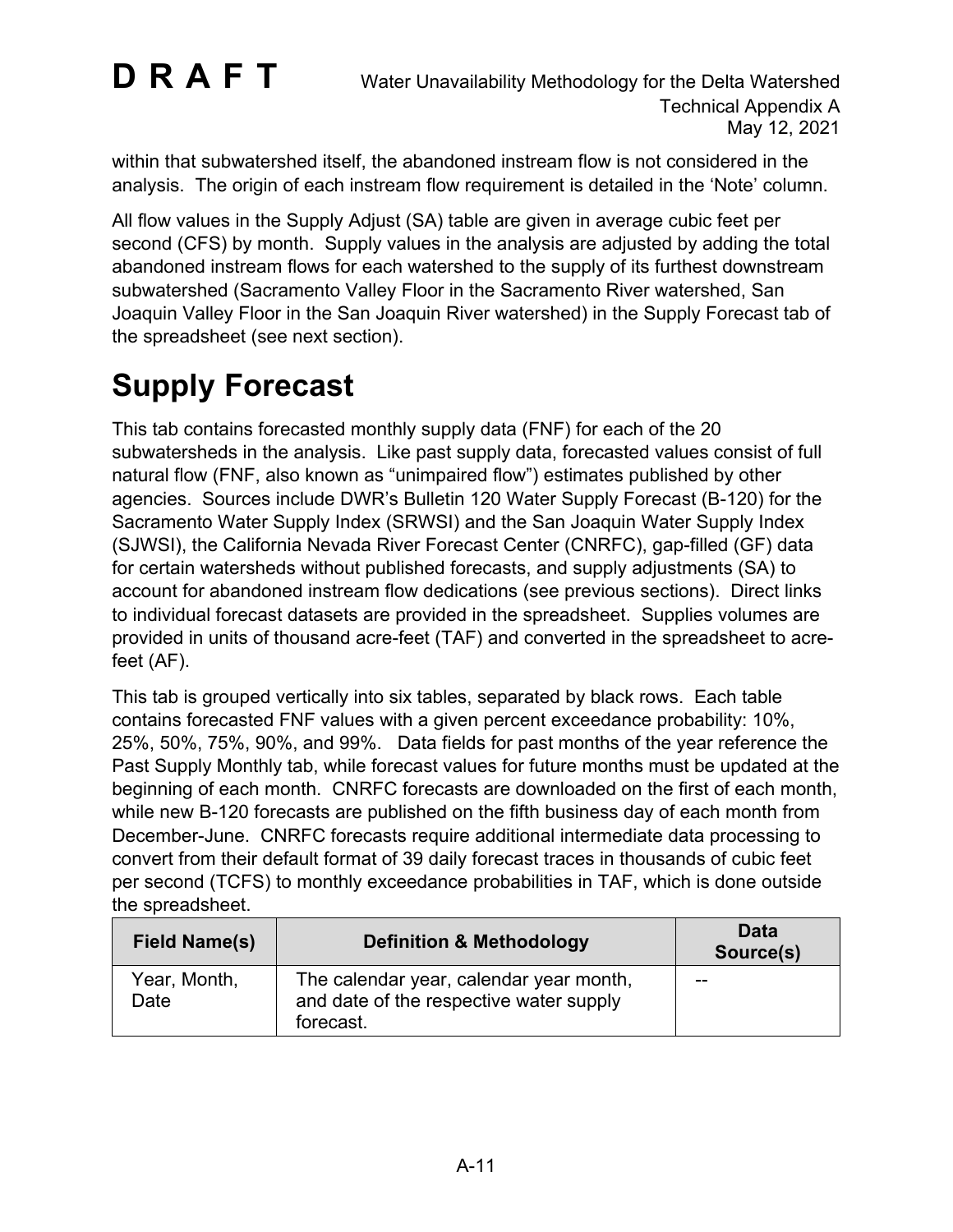within that subwatershed itself, the abandoned instream flow is not considered in the analysis. The origin of each instream flow requirement is detailed in the 'Note' column.

All flow values in the Supply Adjust (SA) table are given in average cubic feet per second (CFS) by month. Supply values in the analysis are adjusted by adding the total abandoned instream flows for each watershed to the supply of its furthest downstream subwatershed (Sacramento Valley Floor in the Sacramento River watershed, San Joaquin Valley Floor in the San Joaquin River watershed) in the Supply Forecast tab of the spreadsheet (see next section).

# Supply Forecast

This tab contains forecasted monthly supply data (FNF) for each of the 20 subwatersheds in the analysis. Like past supply data, forecasted values consist of full natural flow (FNF, also known as "unimpaired flow") estimates published by other agencies. Sources include DWR's Bulletin 120 Water Supply Forecast (B-120) for the Sacramento Water Supply Index (SRWSI) and the San Joaquin Water Supply Index (SJWSI), the California Nevada River Forecast Center (CNRFC), gap-filled (GF) data for certain watersheds without published forecasts, and supply adjustments (SA) to account for abandoned instream flow dedications (see previous sections). Direct links to individual forecast datasets are provided in the spreadsheet. Supplies volumes are provided in units of thousand acre-feet (TAF) and converted in the spreadsheet to acre-feet (AF).

This tab is grouped vertically into six tables, separated by black rows. Each table contains forecasted FNF values with a given percent exceedance probability: 10%, 25%, 50%, 75%, 90%, and 99%. Data fields for past months of the year reference the Past Supply Monthly tab, while forecast values for future months must be updated at the beginning of each month. CNRFC forecasts are downloaded on the first of each month, while new B-120 forecasts are published on the fifth business day of each month from December-June. CNRFC forecasts require additional intermediate data processing to convert from their default format of 39 daily forecast traces in thousands of cubic feet per second (TCFS) to monthly exceedance probabilities in TAF, which is done outside the spreadsheet.

| Field Name(s) | Definition & Methodology | Data Source(s) |
|---|---|---|
| Year, Month, Date | The calendar year, calendar year month, and date of the respective water supply forecast. | -- |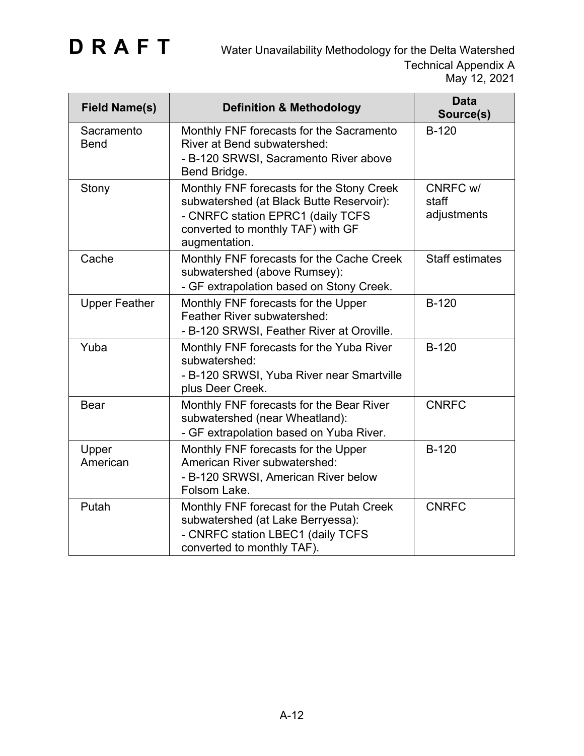| Field Name(s) | Definition & Methodology | Data Source(s) |
|---|---|---|
| Sacramento Bend | Monthly FNF forecasts for the Sacramento River at Bend subwatershed:<br>- B-120 SRWSI, Sacramento River above Bend Bridge. | B-120 |
| Stony | Monthly FNF forecasts for the Stony Creek subwatershed (at Black Butte Reservoir):<br>- CNRFC station EPRC1 (daily TCFS converted to monthly TAF) with GF augmentation. | CNRFC w/ staff adjustments |
| Cache | Monthly FNF forecasts for the Cache Creek subwatershed (above Rumsey):<br>- GF extrapolation based on Stony Creek. | Staff estimates |
| Upper Feather | Monthly FNF forecasts for the Upper Feather River subwatershed:<br>- B-120 SRWSI, Feather River at Oroville. | B-120 |
| Yuba | Monthly FNF forecasts for the Yuba River subwatershed:<br>- B-120 SRWSI, Yuba River near Smartville plus Deer Creek. | B-120 |
| Bear | Monthly FNF forecasts for the Bear River subwatershed (near Wheatland):<br>- GF extrapolation based on Yuba River. | CNRFC |
| Upper American | Monthly FNF forecasts for the Upper American River subwatershed:<br>- B-120 SRWSI, American River below Folsom Lake. | B-120 |
| Putah | Monthly FNF forecast for the Putah Creek subwatershed (at Lake Berryessa):<br>- CNRFC station LBEC1 (daily TCFS converted to monthly TAF). | CNRFC |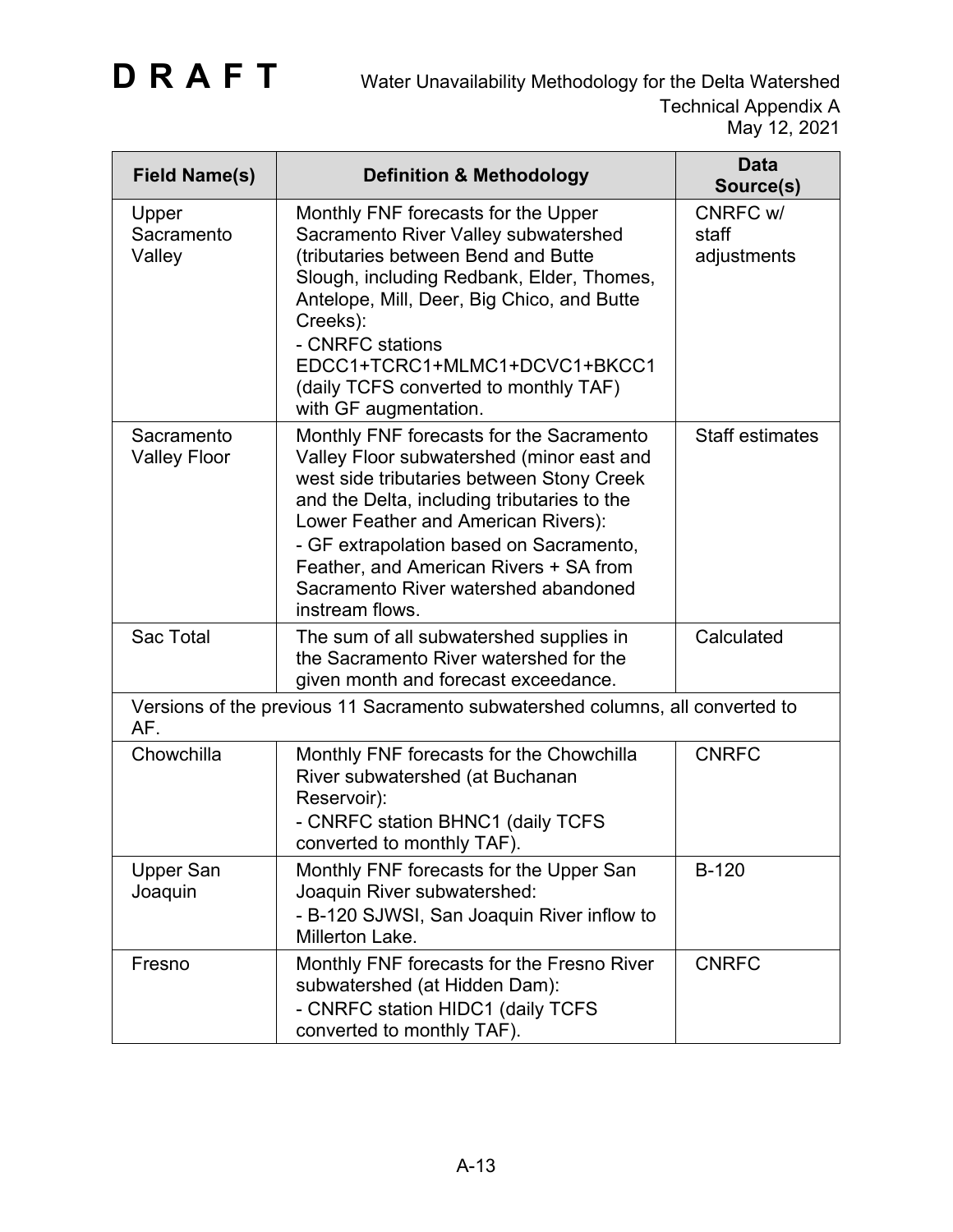| Field Name(s) | Definition & Methodology | Data Source(s) |
|---|---|---|
| Upper Sacramento Valley | Monthly FNF forecasts for the Upper Sacramento River Valley subwatershed (tributaries between Bend and Butte Slough, including Redbank, Elder, Thomes, Antelope, Mill, Deer, Big Chico, and Butte Creeks):<br>- CNRFC stations EDCC1+TCRC1+MLMC1+DCVC1+BKCC1 (daily TCFS converted to monthly TAF) with GF augmentation. | CNRFC w/ staff adjustments |
| Sacramento Valley Floor | Monthly FNF forecasts for the Sacramento Valley Floor subwatershed (minor east and west side tributaries between Stony Creek and the Delta, including tributaries to the Lower Feather and American Rivers):<br>- GF extrapolation based on Sacramento, Feather, and American Rivers + SA from Sacramento River watershed abandoned instream flows. | Staff estimates |
| Sac Total | The sum of all subwatershed supplies in the Sacramento River watershed for the given month and forecast exceedance. | Calculated |
| Versions of the previous 11 Sacramento subwatershed columns, all converted to AF. | | |
| Chowchilla | Monthly FNF forecasts for the Chowchilla River subwatershed (at Buchanan Reservoir):<br>- CNRFC station BHNC1 (daily TCFS converted to monthly TAF). | CNRFC |
| Upper San Joaquin | Monthly FNF forecasts for the Upper San Joaquin River subwatershed:<br>- B-120 SJWSI, San Joaquin River inflow to Millerton Lake. | B-120 |
| Fresno | Monthly FNF forecasts for the Fresno River subwatershed (at Hidden Dam):<br>- CNRFC station HIDC1 (daily TCFS converted to monthly TAF). | CNRFC |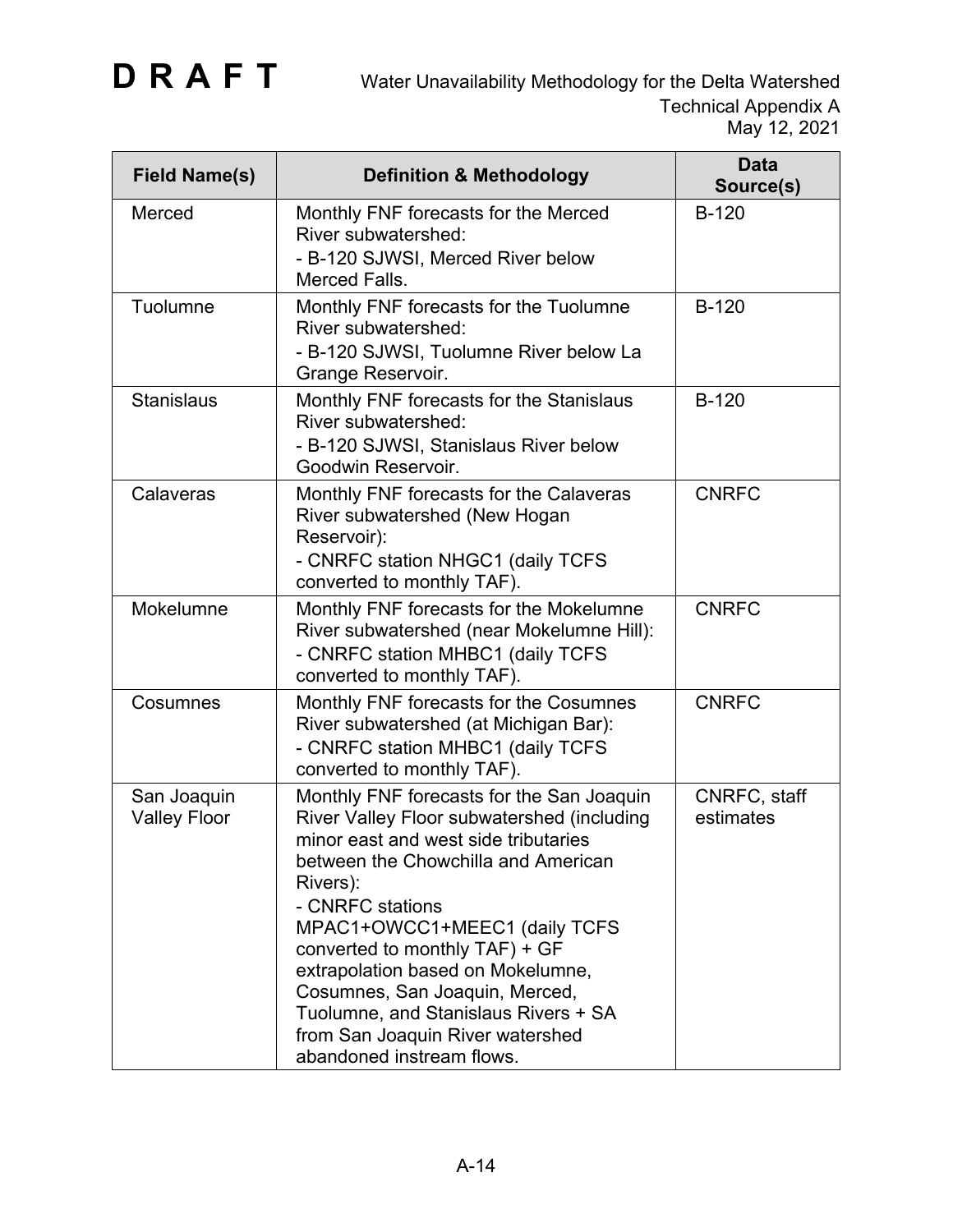| Field Name(s) | Definition & Methodology | Data Source(s) |
|---|---|---|
| Merced | Monthly FNF forecasts for the Merced River subwatershed:<br>- B-120 SJWSI, Merced River below Merced Falls. | B-120 |
| Tuolumne | Monthly FNF forecasts for the Tuolumne River subwatershed:<br>- B-120 SJWSI, Tuolumne River below La Grange Reservoir. | B-120 |
| Stanislaus | Monthly FNF forecasts for the Stanislaus River subwatershed:<br>- B-120 SJWSI, Stanislaus River below Goodwin Reservoir. | B-120 |
| Calaveras | Monthly FNF forecasts for the Calaveras River subwatershed (New Hogan Reservoir):<br>- CNRFC station NHGC1 (daily TCFS converted to monthly TAF). | CNRFC |
| Mokelumne | Monthly FNF forecasts for the Mokelumne River subwatershed (near Mokelumne Hill):<br>- CNRFC station MHBC1 (daily TCFS converted to monthly TAF). | CNRFC |
| Cosumnes | Monthly FNF forecasts for the Cosumnes River subwatershed (at Michigan Bar):<br>- CNRFC station MHBC1 (daily TCFS converted to monthly TAF). | CNRFC |
| San Joaquin Valley Floor | Monthly FNF forecasts for the San Joaquin River Valley Floor subwatershed (including minor east and west side tributaries between the Chowchilla and American Rivers):<br>- CNRFC stations MPAC1+OWCC1+MEEC1 (daily TCFS converted to monthly TAF) + GF extrapolation based on Mokelumne, Cosumnes, San Joaquin, Merced, Tuolumne, and Stanislaus Rivers + SA from San Joaquin River watershed abandoned instream flows. | CNRFC, staff estimates |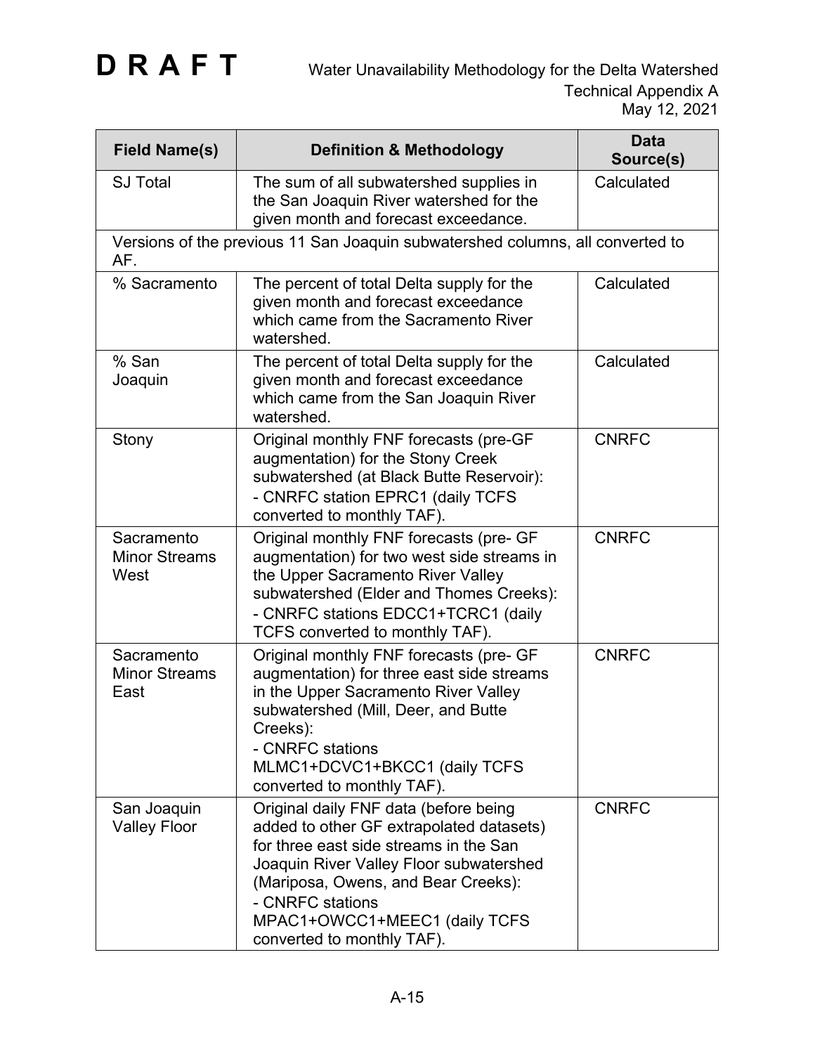| Field Name(s) | Definition & Methodology | Data Source(s) |
| --- | --- | --- |
| SJ Total | The sum of all subwatershed supplies in the San Joaquin River watershed for the given month and forecast exceedance. | Calculated |
| Versions of the previous 11 San Joaquin subwatershed columns, all converted to AF. | | |
| % Sacramento | The percent of total Delta supply for the given month and forecast exceedance which came from the Sacramento River watershed. | Calculated |
| % San Joaquin | The percent of total Delta supply for the given month and forecast exceedance which came from the San Joaquin River watershed. | Calculated |
| Stony | Original monthly FNF forecasts (pre-GF augmentation) for the Stony Creek subwatershed (at Black Butte Reservoir):<br>- CNRFC station EPRC1 (daily TCFS converted to monthly TAF). | CNRFC |
| Sacramento Minor Streams West | Original monthly FNF forecasts (pre- GF augmentation) for two west side streams in the Upper Sacramento River Valley subwatershed (Elder and Thomes Creeks):<br>- CNRFC stations EDCC1+TCRC1 (daily TCFS converted to monthly TAF). | CNRFC |
| Sacramento Minor Streams East | Original monthly FNF forecasts (pre- GF augmentation) for three east side streams in the Upper Sacramento River Valley subwatershed (Mill, Deer, and Butte Creeks):<br>- CNRFC stations MLMC1+DCVC1+BKCC1 (daily TCFS converted to monthly TAF). | CNRFC |
| San Joaquin Valley Floor | Original daily FNF data (before being added to other GF extrapolated datasets) for three east side streams in the San Joaquin River Valley Floor subwatershed (Mariposa, Owens, and Bear Creeks):<br>- CNRFC stations MPAC1+OWCC1+MEEC1 (daily TCFS converted to monthly TAF). | CNRFC |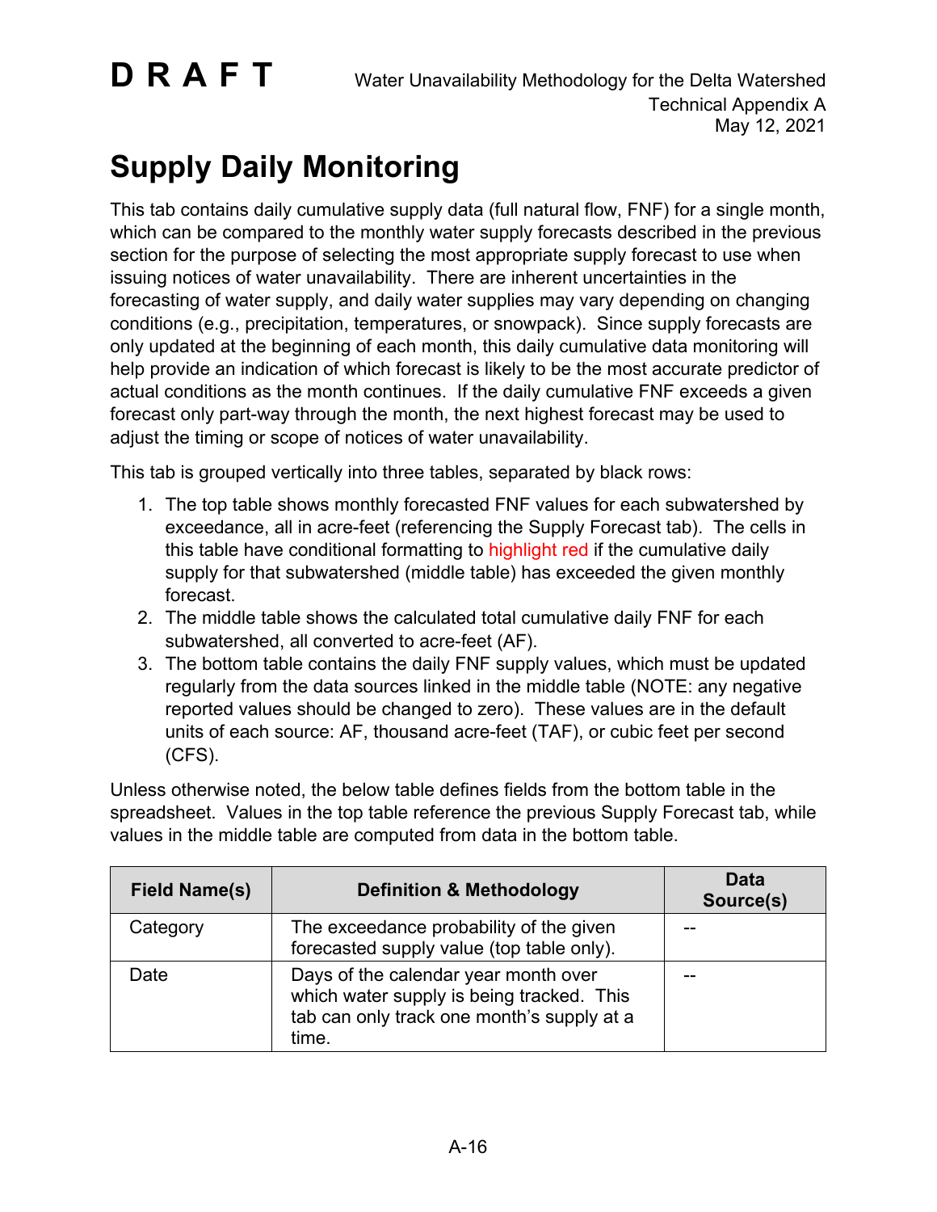# Supply Daily Monitoring

This tab contains daily cumulative supply data (full natural flow, FNF) for a single month, which can be compared to the monthly water supply forecasts described in the previous section for the purpose of selecting the most appropriate supply forecast to use when issuing notices of water unavailability. There are inherent uncertainties in the forecasting of water supply, and daily water supplies may vary depending on changing conditions (e.g., precipitation, temperatures, or snowpack). Since supply forecasts are only updated at the beginning of each month, this daily cumulative data monitoring will help provide an indication of which forecast is likely to be the most accurate predictor of actual conditions as the month continues. If the daily cumulative FNF exceeds a given forecast only part-way through the month, the next highest forecast may be used to adjust the timing or scope of notices of water unavailability.

This tab is grouped vertically into three tables, separated by black rows:

1. The top table shows monthly forecasted FNF values for each subwatershed by exceedance, all in acre-feet (referencing the Supply Forecast tab). The cells in this table have conditional formatting to highlight red if the cumulative daily supply for that subwatershed (middle table) has exceeded the given monthly forecast.
2. The middle table shows the calculated total cumulative daily FNF for each subwatershed, all converted to acre-feet (AF).
3. The bottom table contains the daily FNF supply values, which must be updated regularly from the data sources linked in the middle table (NOTE: any negative reported values should be changed to zero). These values are in the default units of each source: AF, thousand acre-feet (TAF), or cubic feet per second (CFS).

Unless otherwise noted, the below table defines fields from the bottom table in the spreadsheet. Values in the top table reference the previous Supply Forecast tab, while values in the middle table are computed from data in the bottom table.

| Field Name(s) | Definition & Methodology | Data Source(s) |
|---|---|---|
| Category | The exceedance probability of the given forecasted supply value (top table only). | -- |
| Date | Days of the calendar year month over which water supply is being tracked. This tab can only track one month's supply at a time. | -- |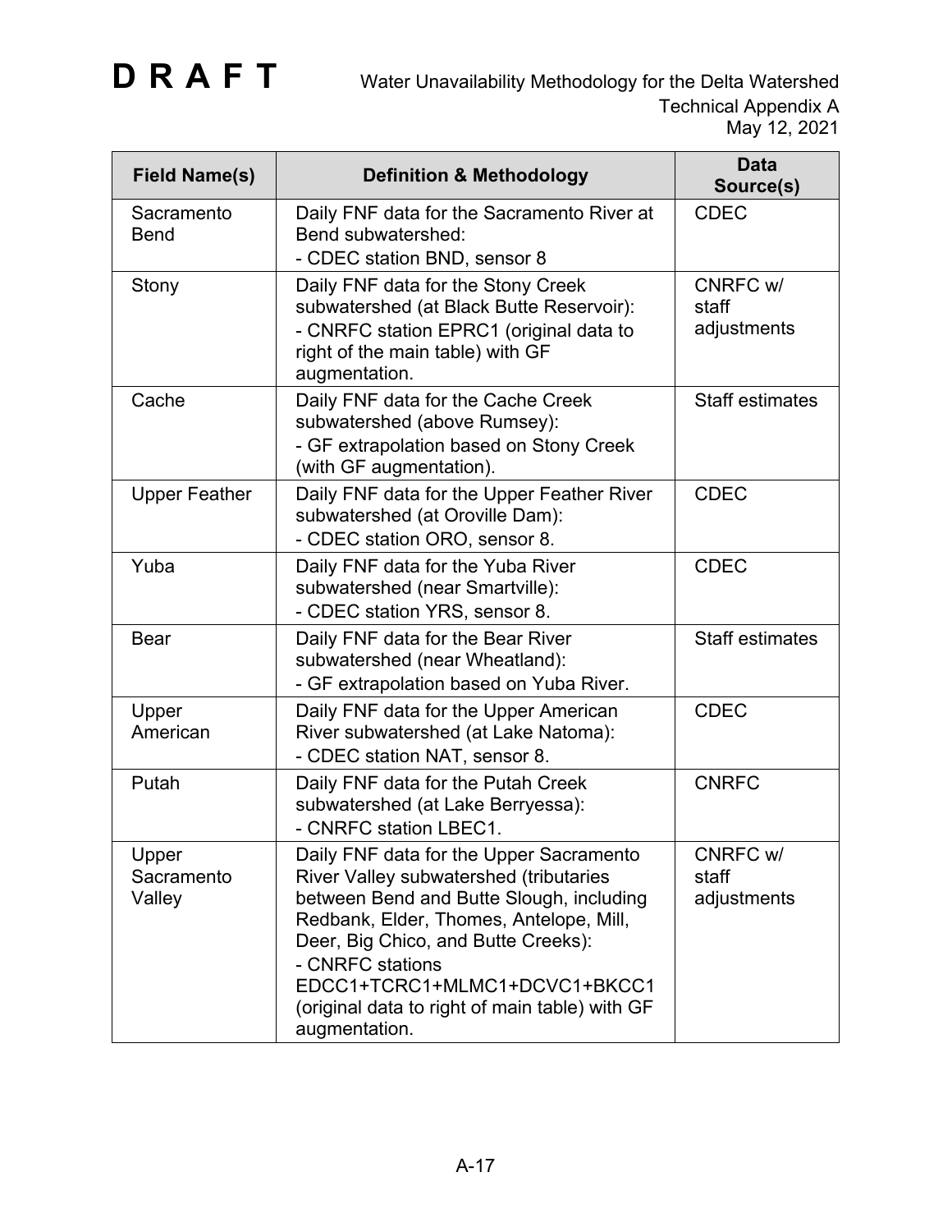| Field Name(s) | Definition & Methodology | Data Source(s) |
|---|---|---|
| Sacramento Bend | Daily FNF data for the Sacramento River at Bend subwatershed:<br>- CDEC station BND, sensor 8 | CDEC |
| Stony | Daily FNF data for the Stony Creek subwatershed (at Black Butte Reservoir):<br>- CNRFC station EPRC1 (original data to right of the main table) with GF augmentation. | CNRFC w/ staff adjustments |
| Cache | Daily FNF data for the Cache Creek subwatershed (above Rumsey):<br>- GF extrapolation based on Stony Creek (with GF augmentation). | Staff estimates |
| Upper Feather | Daily FNF data for the Upper Feather River subwatershed (at Oroville Dam):<br>- CDEC station ORO, sensor 8. | CDEC |
| Yuba | Daily FNF data for the Yuba River subwatershed (near Smartville):<br>- CDEC station YRS, sensor 8. | CDEC |
| Bear | Daily FNF data for the Bear River subwatershed (near Wheatland):<br>- GF extrapolation based on Yuba River. | Staff estimates |
| Upper American | Daily FNF data for the Upper American River subwatershed (at Lake Natoma):<br>- CDEC station NAT, sensor 8. | CDEC |
| Putah | Daily FNF data for the Putah Creek subwatershed (at Lake Berryessa):<br>- CNRFC station LBEC1. | CNRFC |
| Upper Sacramento Valley | Daily FNF data for the Upper Sacramento River Valley subwatershed (tributaries between Bend and Butte Slough, including Redbank, Elder, Thomes, Antelope, Mill, Deer, Big Chico, and Butte Creeks):<br>- CNRFC stations EDCC1+TCRC1+MLMC1+DCVC1+BKCC1 (original data to right of main table) with GF augmentation. | CNRFC w/ staff adjustments |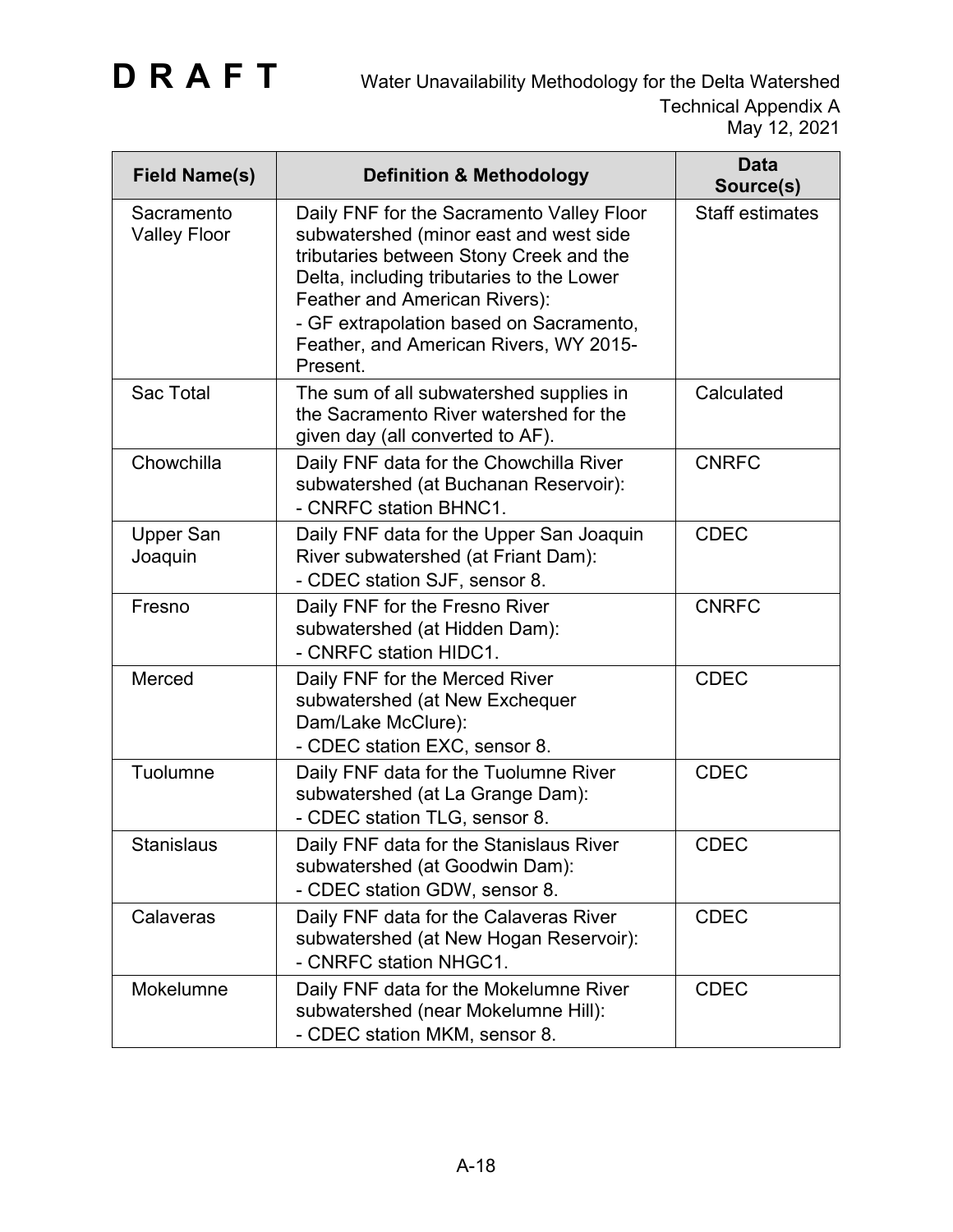| Field Name(s) | Definition & Methodology | Data Source(s) |
|---|---|---|
| Sacramento Valley Floor | Daily FNF for the Sacramento Valley Floor subwatershed (minor east and west side tributaries between Stony Creek and the Delta, including tributaries to the Lower Feather and American Rivers):<br>- GF extrapolation based on Sacramento, Feather, and American Rivers, WY 2015-Present. | Staff estimates |
| Sac Total | The sum of all subwatershed supplies in the Sacramento River watershed for the given day (all converted to AF). | Calculated |
| Chowchilla | Daily FNF data for the Chowchilla River subwatershed (at Buchanan Reservoir):<br>- CNRFC station BHNC1. | CNRFC |
| Upper San Joaquin | Daily FNF data for the Upper San Joaquin River subwatershed (at Friant Dam):<br>- CDEC station SJF, sensor 8. | CDEC |
| Fresno | Daily FNF for the Fresno River subwatershed (at Hidden Dam):<br>- CNRFC station HIDC1. | CNRFC |
| Merced | Daily FNF for the Merced River subwatershed (at New Exchequer Dam/Lake McClure):<br>- CDEC station EXC, sensor 8. | CDEC |
| Tuolumne | Daily FNF data for the Tuolumne River subwatershed (at La Grange Dam):<br>- CDEC station TLG, sensor 8. | CDEC |
| Stanislaus | Daily FNF data for the Stanislaus River subwatershed (at Goodwin Dam):<br>- CDEC station GDW, sensor 8. | CDEC |
| Calaveras | Daily FNF data for the Calaveras River subwatershed (at New Hogan Reservoir):<br>- CNRFC station NHGC1. | CDEC |
| Mokelumne | Daily FNF data for the Mokelumne River subwatershed (near Mokelumne Hill):<br>- CDEC station MKM, sensor 8. | CDEC |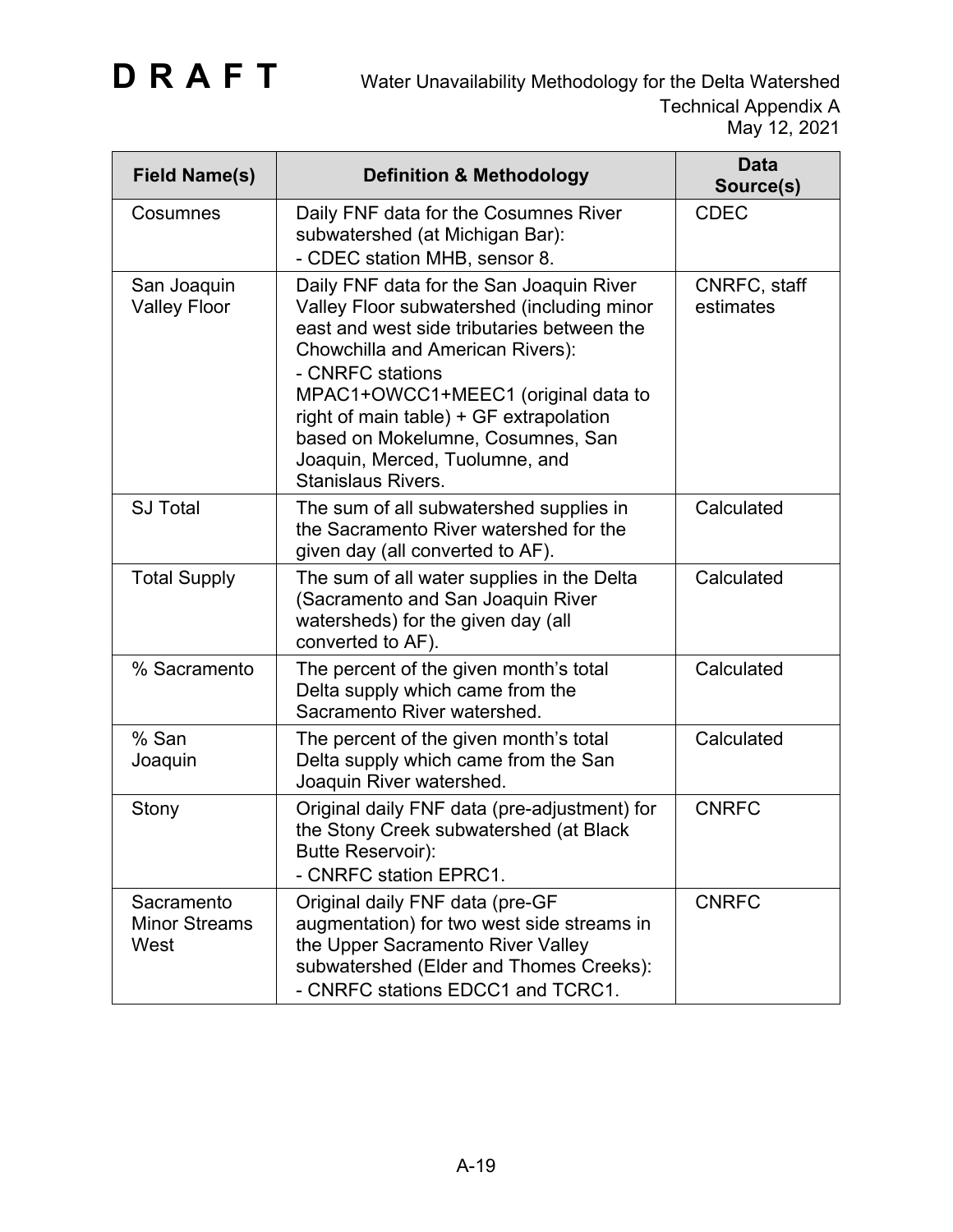| Field Name(s) | Definition & Methodology | Data Source(s) |
|---|---|---|
| Cosumnes | Daily FNF data for the Cosumnes River subwatershed (at Michigan Bar):<br>- CDEC station MHB, sensor 8. | CDEC |
| San Joaquin Valley Floor | Daily FNF data for the San Joaquin River Valley Floor subwatershed (including minor east and west side tributaries between the Chowchilla and American Rivers):<br>- CNRFC stations MPAC1+OWCC1+MEEC1 (original data to right of main table) + GF extrapolation based on Mokelumne, Cosumnes, San Joaquin, Merced, Tuolumne, and Stanislaus Rivers. | CNRFC, staff estimates |
| SJ Total | The sum of all subwatershed supplies in the Sacramento River watershed for the given day (all converted to AF). | Calculated |
| Total Supply | The sum of all water supplies in the Delta (Sacramento and San Joaquin River watersheds) for the given day (all converted to AF). | Calculated |
| % Sacramento | The percent of the given month's total Delta supply which came from the Sacramento River watershed. | Calculated |
| % San Joaquin | The percent of the given month's total Delta supply which came from the San Joaquin River watershed. | Calculated |
| Stony | Original daily FNF data (pre-adjustment) for the Stony Creek subwatershed (at Black Butte Reservoir):<br>- CNRFC station EPRC1. | CNRFC |
| Sacramento Minor Streams West | Original daily FNF data (pre-GF augmentation) for two west side streams in the Upper Sacramento River Valley subwatershed (Elder and Thomes Creeks):<br>- CNRFC stations EDCC1 and TCRC1. | CNRFC |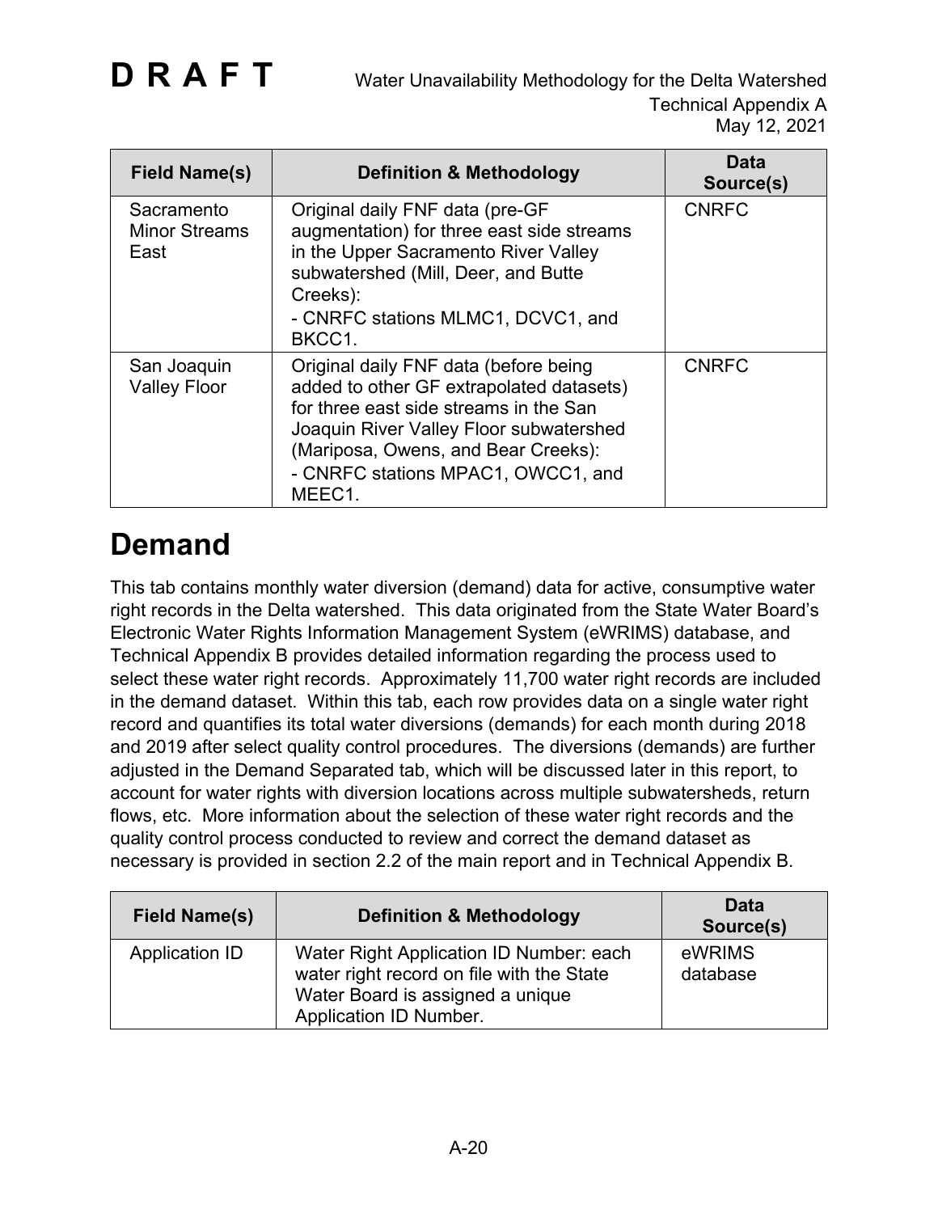| Field Name(s) | Definition & Methodology | Data Source(s) |
|---|---|---|
| Sacramento Minor Streams East | Original daily FNF data (pre-GF augmentation) for three east side streams in the Upper Sacramento River Valley subwatershed (Mill, Deer, and Butte Creeks):<br>- CNRFC stations MLMC1, DCVC1, and BKCC1. | CNRFC |
| San Joaquin Valley Floor | Original daily FNF data (before being added to other GF extrapolated datasets) for three east side streams in the San Joaquin River Valley Floor subwatershed (Mariposa, Owens, and Bear Creeks):<br>- CNRFC stations MPAC1, OWCC1, and MEEC1. | CNRFC |

# Demand

This tab contains monthly water diversion (demand) data for active, consumptive water right records in the Delta watershed. This data originated from the State Water Board's Electronic Water Rights Information Management System (eWRIMS) database, and Technical Appendix B provides detailed information regarding the process used to select these water right records. Approximately 11,700 water right records are included in the demand dataset. Within this tab, each row provides data on a single water right record and quantifies its total water diversions (demands) for each month during 2018 and 2019 after select quality control procedures. The diversions (demands) are further adjusted in the Demand Separated tab, which will be discussed later in this report, to account for water rights with diversion locations across multiple subwatersheds, return flows, etc. More information about the selection of these water right records and the quality control process conducted to review and correct the demand dataset as necessary is provided in section 2.2 of the main report and in Technical Appendix B.

| Field Name(s) | Definition & Methodology | Data Source(s) |
|---|---|---|
| Application ID | Water Right Application ID Number: each water right record on file with the State Water Board is assigned a unique Application ID Number. | eWRIMS database |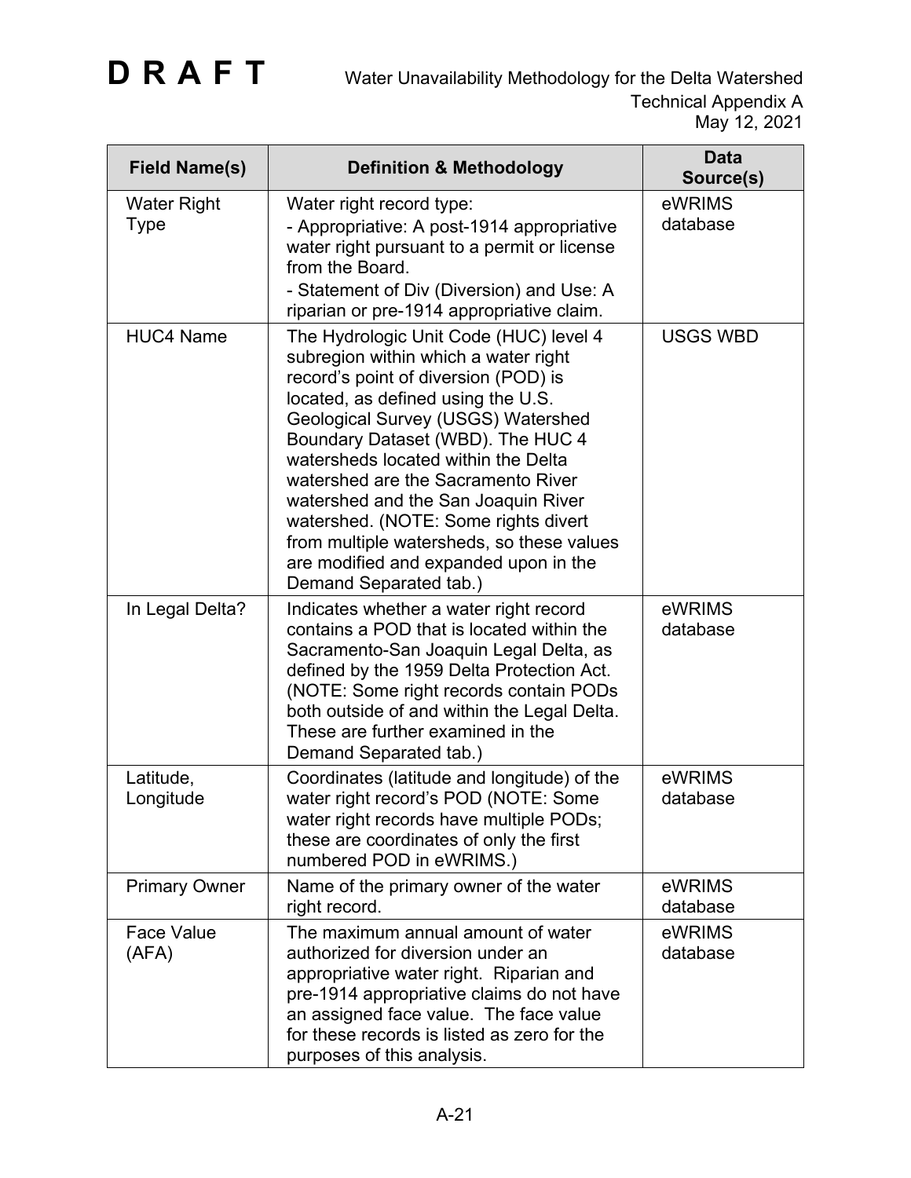| Field Name(s) | Definition & Methodology | Data Source(s) |
|---|---|---|
| Water Right Type | Water right record type:<br>- Appropriative: A post-1914 appropriative water right pursuant to a permit or license from the Board.<br>- Statement of Div (Diversion) and Use: A riparian or pre-1914 appropriative claim. | eWRIMS database |
| HUC4 Name | The Hydrologic Unit Code (HUC) level 4 subregion within which a water right record's point of diversion (POD) is located, as defined using the U.S. Geological Survey (USGS) Watershed Boundary Dataset (WBD). The HUC 4 watersheds located within the Delta watershed are the Sacramento River watershed and the San Joaquin River watershed. (NOTE: Some rights divert from multiple watersheds, so these values are modified and expanded upon in the Demand Separated tab.) | USGS WBD |
| In Legal Delta? | Indicates whether a water right record contains a POD that is located within the Sacramento-San Joaquin Legal Delta, as defined by the 1959 Delta Protection Act. (NOTE: Some right records contain PODs both outside of and within the Legal Delta. These are further examined in the Demand Separated tab.) | eWRIMS database |
| Latitude, Longitude | Coordinates (latitude and longitude) of the water right record's POD (NOTE: Some water right records have multiple PODs; these are coordinates of only the first numbered POD in eWRIMS.) | eWRIMS database |
| Primary Owner | Name of the primary owner of the water right record. | eWRIMS database |
| Face Value (AFA) | The maximum annual amount of water authorized for diversion under an appropriative water right. Riparian and pre-1914 appropriative claims do not have an assigned face value. The face value for these records is listed as zero for the purposes of this analysis. | eWRIMS database |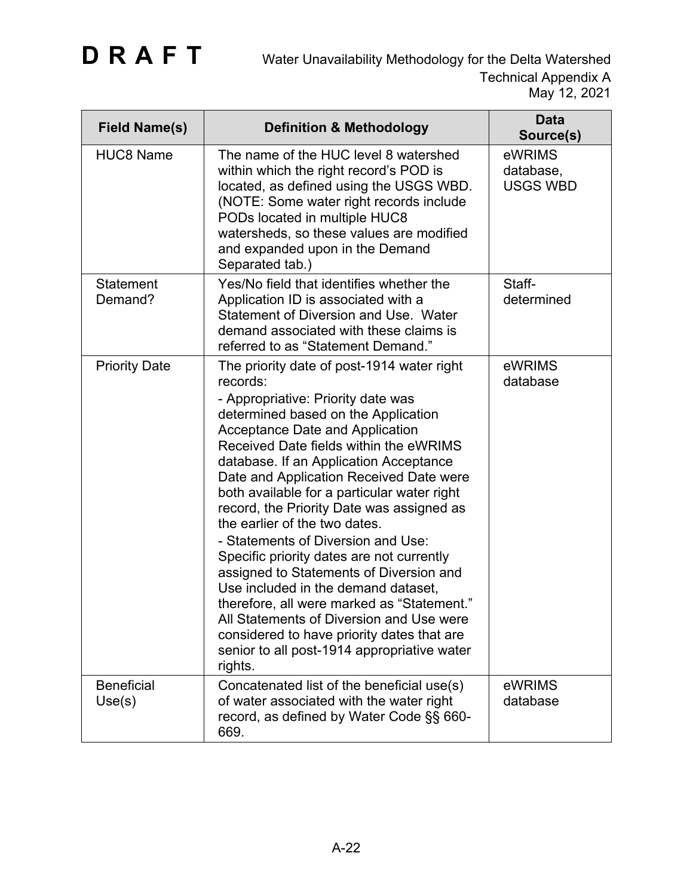| Field Name(s) | Definition & Methodology | Data Source(s) |
|---|---|---|
| HUC8 Name | The name of the HUC level 8 watershed within which the right record's POD is located, as defined using the USGS WBD. (NOTE: Some water right records include PODs located in multiple HUC8 watersheds, so these values are modified and expanded upon in the Demand Separated tab.) | eWRIMS database, USGS WBD |
| Statement Demand? | Yes/No field that identifies whether the Application ID is associated with a Statement of Diversion and Use. Water demand associated with these claims is referred to as "Statement Demand." | Staff-determined |
| Priority Date | The priority date of post-1914 water right records:<br>- Appropriative: Priority date was determined based on the Application Acceptance Date and Application Received Date fields within the eWRIMS database. If an Application Acceptance Date and Application Received Date were both available for a particular water right record, the Priority Date was assigned as the earlier of the two dates.<br>- Statements of Diversion and Use: Specific priority dates are not currently assigned to Statements of Diversion and Use included in the demand dataset, therefore, all were marked as "Statement." All Statements of Diversion and Use were considered to have priority dates that are senior to all post-1914 appropriative water rights. | eWRIMS database |
| Beneficial Use(s) | Concatenated list of the beneficial use(s) of water associated with the water right record, as defined by Water Code §§ 660-669. | eWRIMS database |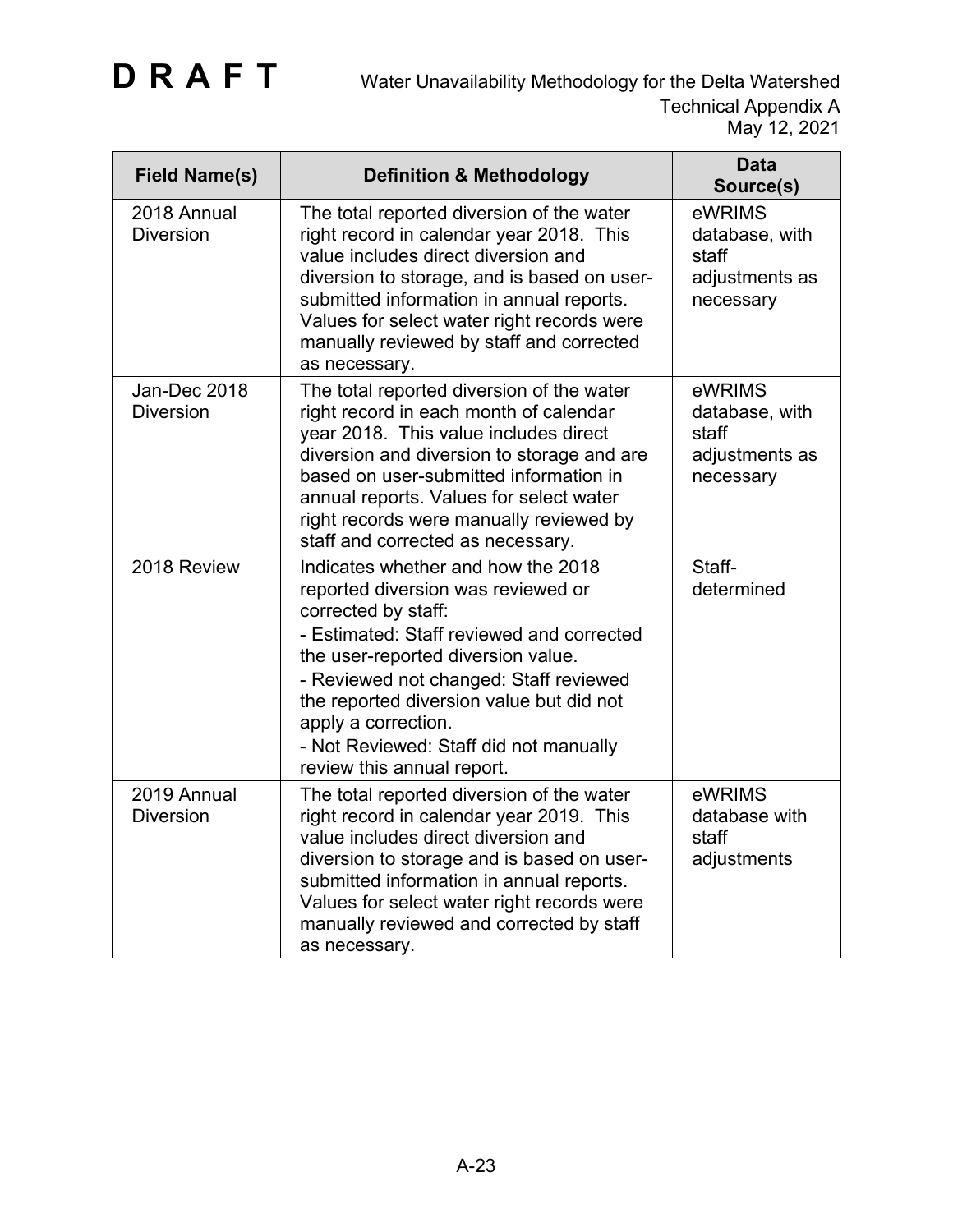| Field Name(s) | Definition & Methodology | Data Source(s) |
| --- | --- | --- |
| 2018 Annual Diversion | The total reported diversion of the water right record in calendar year 2018. This value includes direct diversion and diversion to storage, and is based on user-submitted information in annual reports. Values for select water right records were manually reviewed by staff and corrected as necessary. | eWRIMS database, with staff adjustments as necessary |
| Jan-Dec 2018 Diversion | The total reported diversion of the water right record in each month of calendar year 2018. This value includes direct diversion and diversion to storage and are based on user-submitted information in annual reports. Values for select water right records were manually reviewed by staff and corrected as necessary. | eWRIMS database, with staff adjustments as necessary |
| 2018 Review | Indicates whether and how the 2018 reported diversion was reviewed or corrected by staff:<br>- Estimated: Staff reviewed and corrected the user-reported diversion value.<br>- Reviewed not changed: Staff reviewed the reported diversion value but did not apply a correction.<br>- Not Reviewed: Staff did not manually review this annual report. | Staff-determined |
| 2019 Annual Diversion | The total reported diversion of the water right record in calendar year 2019. This value includes direct diversion and diversion to storage and is based on user-submitted information in annual reports. Values for select water right records were manually reviewed and corrected by staff as necessary. | eWRIMS database with staff adjustments |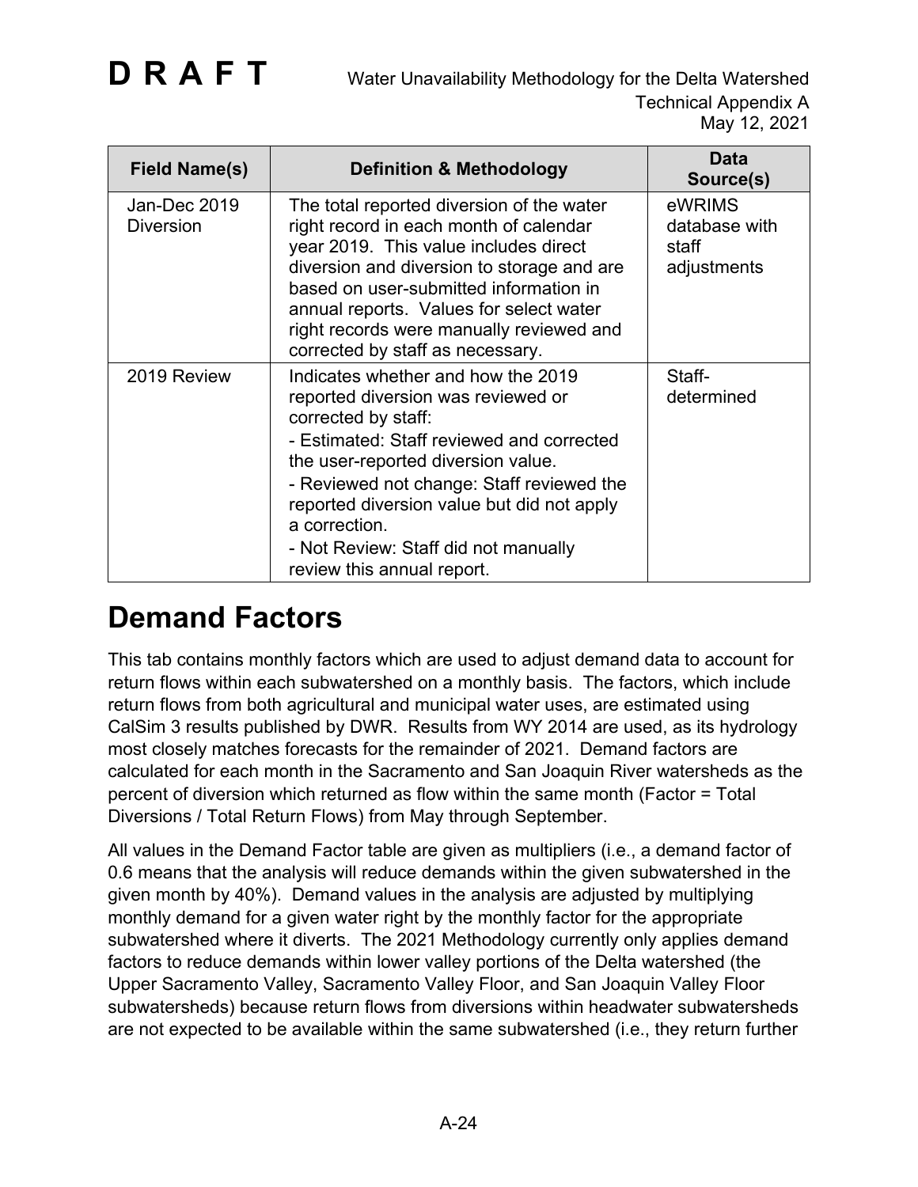| Field Name(s) | Definition & Methodology | Data Source(s) |
|---|---|---|
| Jan-Dec 2019 Diversion | The total reported diversion of the water right record in each month of calendar year 2019. This value includes direct diversion and diversion to storage and are based on user-submitted information in annual reports. Values for select water right records were manually reviewed and corrected by staff as necessary. | eWRIMS database with staff adjustments |
| 2019 Review | Indicates whether and how the 2019 reported diversion was reviewed or corrected by staff:<br>- Estimated: Staff reviewed and corrected the user-reported diversion value.<br>- Reviewed not change: Staff reviewed the reported diversion value but did not apply a correction.<br>- Not Review: Staff did not manually review this annual report. | Staff-determined |

# Demand Factors

This tab contains monthly factors which are used to adjust demand data to account for return flows within each subwatershed on a monthly basis. The factors, which include return flows from both agricultural and municipal water uses, are estimated using CalSim 3 results published by DWR. Results from WY 2014 are used, as its hydrology most closely matches forecasts for the remainder of 2021. Demand factors are calculated for each month in the Sacramento and San Joaquin River watersheds as the percent of diversion which returned as flow within the same month (Factor = Total Diversions / Total Return Flows) from May through September.

All values in the Demand Factor table are given as multipliers (i.e., a demand factor of 0.6 means that the analysis will reduce demands within the given subwatershed in the given month by 40%). Demand values in the analysis are adjusted by multiplying monthly demand for a given water right by the monthly factor for the appropriate subwatershed where it diverts. The 2021 Methodology currently only applies demand factors to reduce demands within lower valley portions of the Delta watershed (the Upper Sacramento Valley, Sacramento Valley Floor, and San Joaquin Valley Floor subwatersheds) because return flows from diversions within headwater subwatersheds are not expected to be available within the same subwatershed (i.e., they return further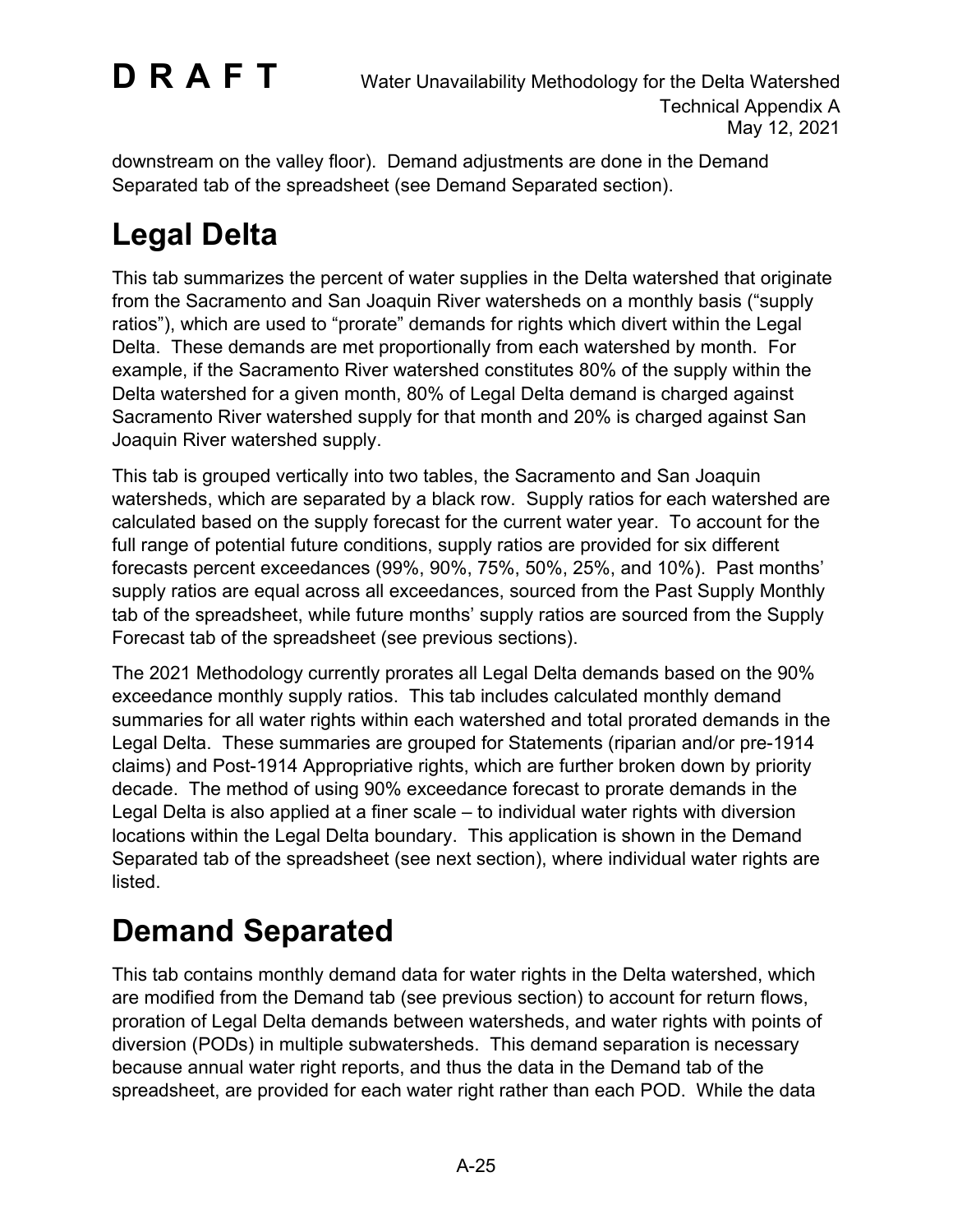downstream on the valley floor). Demand adjustments are done in the Demand Separated tab of the spreadsheet (see Demand Separated section).

# Legal Delta

This tab summarizes the percent of water supplies in the Delta watershed that originate from the Sacramento and San Joaquin River watersheds on a monthly basis ("supply ratios"), which are used to "prorate" demands for rights which divert within the Legal Delta. These demands are met proportionally from each watershed by month. For example, if the Sacramento River watershed constitutes 80% of the supply within the Delta watershed for a given month, 80% of Legal Delta demand is charged against Sacramento River watershed supply for that month and 20% is charged against San Joaquin River watershed supply.

This tab is grouped vertically into two tables, the Sacramento and San Joaquin watersheds, which are separated by a black row. Supply ratios for each watershed are calculated based on the supply forecast for the current water year. To account for the full range of potential future conditions, supply ratios are provided for six different forecasts percent exceedances (99%, 90%, 75%, 50%, 25%, and 10%). Past months' supply ratios are equal across all exceedances, sourced from the Past Supply Monthly tab of the spreadsheet, while future months' supply ratios are sourced from the Supply Forecast tab of the spreadsheet (see previous sections).

The 2021 Methodology currently prorates all Legal Delta demands based on the 90% exceedance monthly supply ratios. This tab includes calculated monthly demand summaries for all water rights within each watershed and total prorated demands in the Legal Delta. These summaries are grouped for Statements (riparian and/or pre-1914 claims) and Post-1914 Appropriative rights, which are further broken down by priority decade. The method of using 90% exceedance forecast to prorate demands in the Legal Delta is also applied at a finer scale – to individual water rights with diversion locations within the Legal Delta boundary. This application is shown in the Demand Separated tab of the spreadsheet (see next section), where individual water rights are listed.

# Demand Separated

This tab contains monthly demand data for water rights in the Delta watershed, which are modified from the Demand tab (see previous section) to account for return flows, proration of Legal Delta demands between watersheds, and water rights with points of diversion (PODs) in multiple subwatersheds. This demand separation is necessary because annual water right reports, and thus the data in the Demand tab of the spreadsheet, are provided for each water right rather than each POD. While the data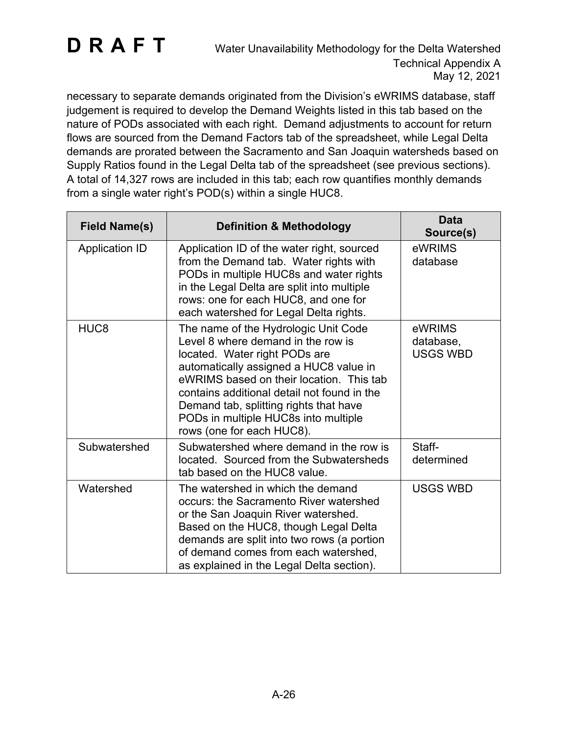necessary to separate demands originated from the Division's eWRIMS database, staff judgement is required to develop the Demand Weights listed in this tab based on the nature of PODs associated with each right. Demand adjustments to account for return flows are sourced from the Demand Factors tab of the spreadsheet, while Legal Delta demands are prorated between the Sacramento and San Joaquin watersheds based on Supply Ratios found in the Legal Delta tab of the spreadsheet (see previous sections). A total of 14,327 rows are included in this tab; each row quantifies monthly demands from a single water right's POD(s) within a single HUC8.

| Field Name(s) | Definition & Methodology | Data Source(s) |
|---|---|---|
| Application ID | Application ID of the water right, sourced from the Demand tab. Water rights with PODs in multiple HUC8s and water rights in the Legal Delta are split into multiple rows: one for each HUC8, and one for each watershed for Legal Delta rights. | eWRIMS database |
| HUC8 | The name of the Hydrologic Unit Code Level 8 where demand in the row is located. Water right PODs are automatically assigned a HUC8 value in eWRIMS based on their location. This tab contains additional detail not found in the Demand tab, splitting rights that have PODs in multiple HUC8s into multiple rows (one for each HUC8). | eWRIMS database, USGS WBD |
| Subwatershed | Subwatershed where demand in the row is located. Sourced from the Subwatersheds tab based on the HUC8 value. | Staff-determined |
| Watershed | The watershed in which the demand occurs: the Sacramento River watershed or the San Joaquin River watershed. Based on the HUC8, though Legal Delta demands are split into two rows (a portion of demand comes from each watershed, as explained in the Legal Delta section). | USGS WBD |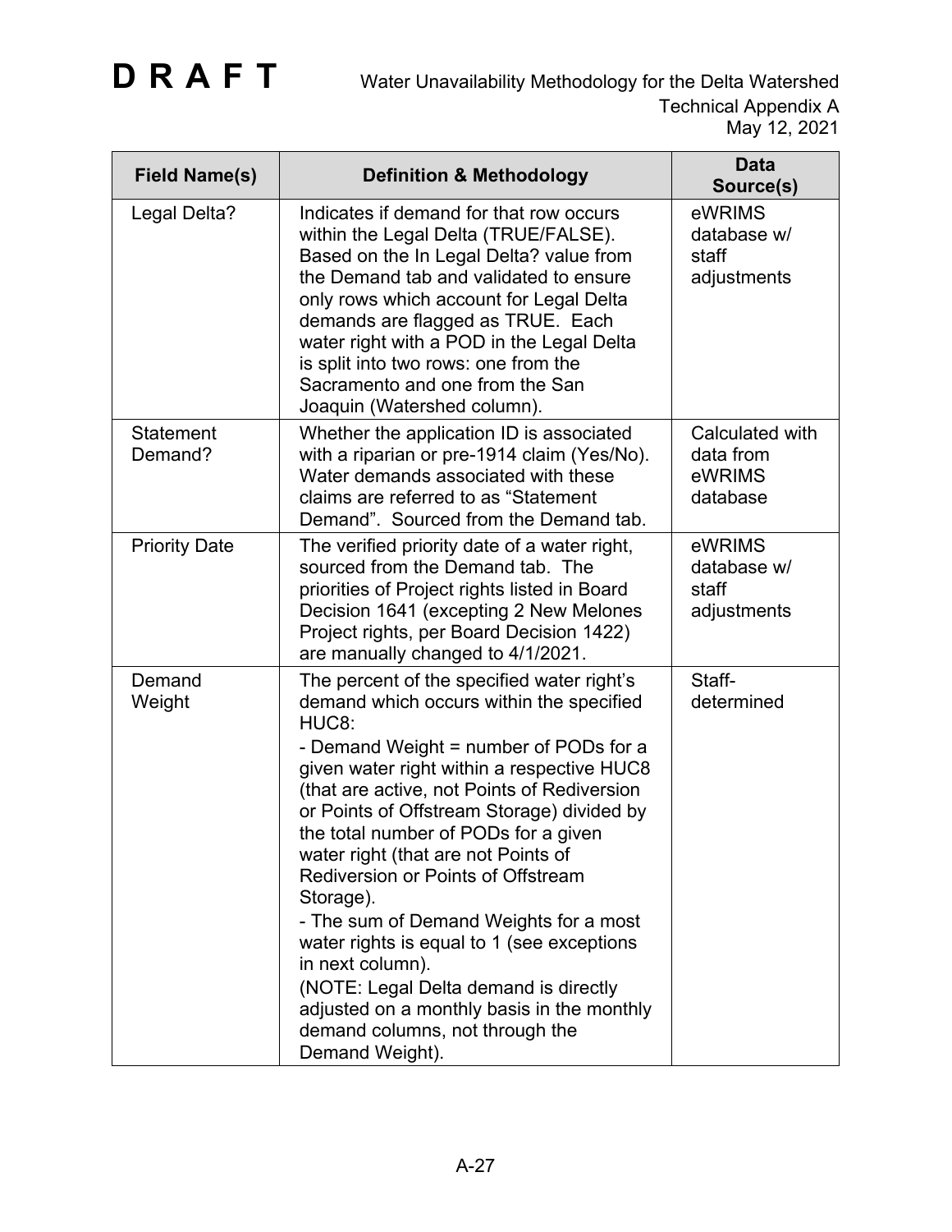| Field Name(s) | Definition & Methodology | Data Source(s) |
|---|---|---|
| Legal Delta? | Indicates if demand for that row occurs within the Legal Delta (TRUE/FALSE). Based on the In Legal Delta? value from the Demand tab and validated to ensure only rows which account for Legal Delta demands are flagged as TRUE. Each water right with a POD in the Legal Delta is split into two rows: one from the Sacramento and one from the San Joaquin (Watershed column). | eWRIMS database w/ staff adjustments |
| Statement Demand? | Whether the application ID is associated with a riparian or pre-1914 claim (Yes/No). Water demands associated with these claims are referred to as "Statement Demand". Sourced from the Demand tab. | Calculated with data from eWRIMS database |
| Priority Date | The verified priority date of a water right, sourced from the Demand tab. The priorities of Project rights listed in Board Decision 1641 (excepting 2 New Melones Project rights, per Board Decision 1422) are manually changed to 4/1/2021. | eWRIMS database w/ staff adjustments |
| Demand Weight | The percent of the specified water right's demand which occurs within the specified HUC8:<br>- Demand Weight = number of PODs for a given water right within a respective HUC8 (that are active, not Points of Rediversion or Points of Offstream Storage) divided by the total number of PODs for a given water right (that are not Points of Rediversion or Points of Offstream Storage).<br>- The sum of Demand Weights for a most water rights is equal to 1 (see exceptions in next column).<br>(NOTE: Legal Delta demand is directly adjusted on a monthly basis in the monthly demand columns, not through the Demand Weight). | Staff-determined |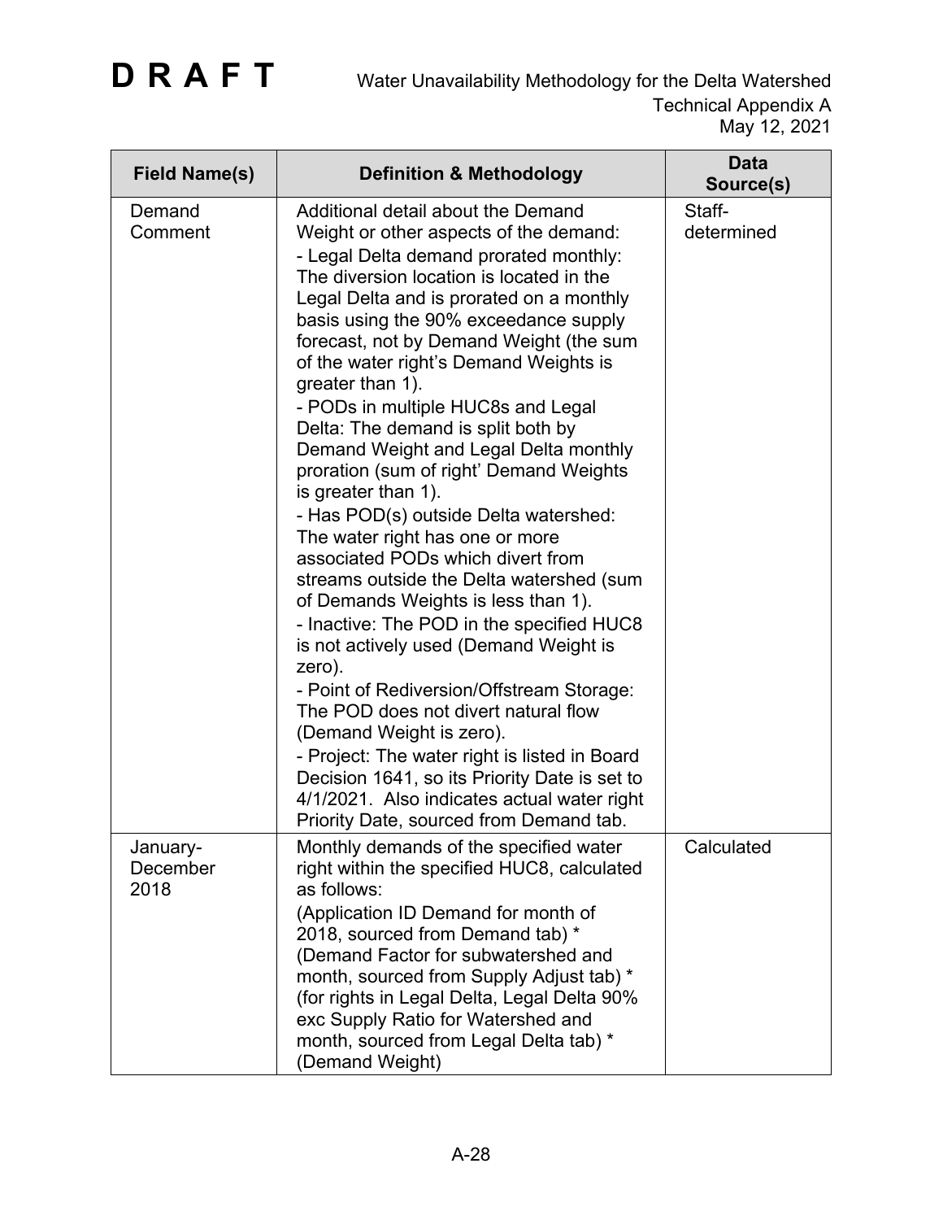| Field Name(s) | Definition & Methodology | Data Source(s) |
|---|---|---|
| Demand Comment | Additional detail about the Demand Weight or other aspects of the demand:<br>- Legal Delta demand prorated monthly: The diversion location is located in the Legal Delta and is prorated on a monthly basis using the 90% exceedance supply forecast, not by Demand Weight (the sum of the water right's Demand Weights is greater than 1).<br>- PODs in multiple HUC8s and Legal Delta: The demand is split both by Demand Weight and Legal Delta monthly proration (sum of right' Demand Weights is greater than 1).<br>- Has POD(s) outside Delta watershed: The water right has one or more associated PODs which divert from streams outside the Delta watershed (sum of Demands Weights is less than 1).<br>- Inactive: The POD in the specified HUC8 is not actively used (Demand Weight is zero).<br>- Point of Rediversion/Offstream Storage: The POD does not divert natural flow (Demand Weight is zero).<br>- Project: The water right is listed in Board Decision 1641, so its Priority Date is set to 4/1/2021. Also indicates actual water right Priority Date, sourced from Demand tab. | Staff-determined |
| January-December 2018 | Monthly demands of the specified water right within the specified HUC8, calculated as follows:<br>(Application ID Demand for month of 2018, sourced from Demand tab) * (Demand Factor for subwatershed and month, sourced from Supply Adjust tab) * (for rights in Legal Delta, Legal Delta 90% exc Supply Ratio for Watershed and month, sourced from Legal Delta tab) * (Demand Weight) | Calculated |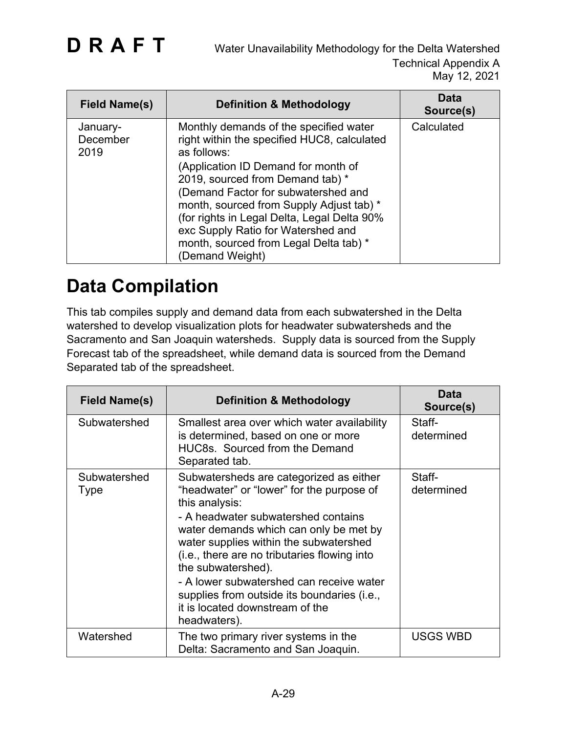| Field Name(s) | Definition & Methodology | Data Source(s) |
| --- | --- | --- |
| January-December 2019 | Monthly demands of the specified water right within the specified HUC8, calculated as follows: (Application ID Demand for month of 2019, sourced from Demand tab) * (Demand Factor for subwatershed and month, sourced from Supply Adjust tab) * (for rights in Legal Delta, Legal Delta 90% exc Supply Ratio for Watershed and month, sourced from Legal Delta tab) * (Demand Weight) | Calculated |

# Data Compilation

This tab compiles supply and demand data from each subwatershed in the Delta watershed to develop visualization plots for headwater subwatersheds and the Sacramento and San Joaquin watersheds. Supply data is sourced from the Supply Forecast tab of the spreadsheet, while demand data is sourced from the Demand Separated tab of the spreadsheet.

| Field Name(s) | Definition & Methodology | Data Source(s) |
| --- | --- | --- |
| Subwatershed | Smallest area over which water availability is determined, based on one or more HUC8s. Sourced from the Demand Separated tab. | Staff-determined |
| Subwatershed Type | Subwatersheds are categorized as either "headwater" or "lower" for the purpose of this analysis:<br>- A headwater subwatershed contains water demands which can only be met by water supplies within the subwatershed (i.e., there are no tributaries flowing into the subwatershed).<br>- A lower subwatershed can receive water supplies from outside its boundaries (i.e., it is located downstream of the headwaters). | Staff-determined |
| Watershed | The two primary river systems in the Delta: Sacramento and San Joaquin. | USGS WBD |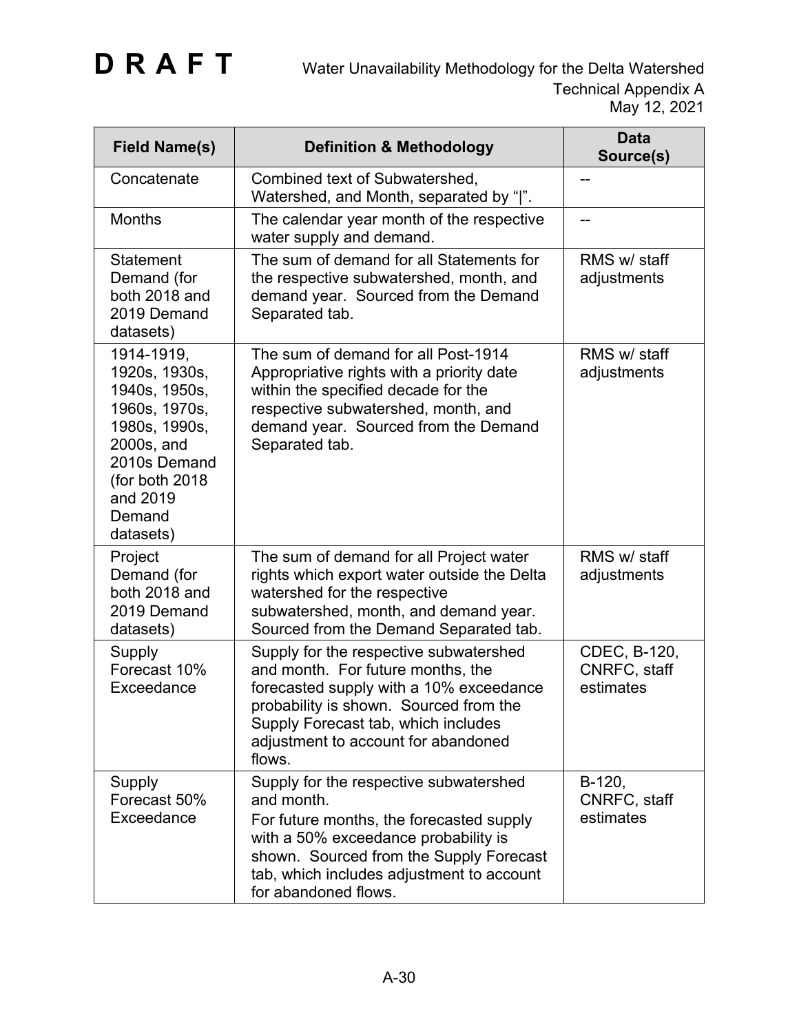| Field Name(s) | Definition & Methodology | Data Source(s) |
|---|---|---|
| Concatenate | Combined text of Subwatershed, Watershed, and Month, separated by "\|". | -- |
| Months | The calendar year month of the respective water supply and demand. | -- |
| Statement Demand (for both 2018 and 2019 Demand datasets) | The sum of demand for all Statements for the respective subwatershed, month, and demand year. Sourced from the Demand Separated tab. | RMS w/ staff adjustments |
| 1914-1919, 1920s, 1930s, 1940s, 1950s, 1960s, 1970s, 1980s, 1990s, 2000s, and 2010s Demand (for both 2018 and 2019 Demand datasets) | The sum of demand for all Post-1914 Appropriative rights with a priority date within the specified decade for the respective subwatershed, month, and demand year. Sourced from the Demand Separated tab. | RMS w/ staff adjustments |
| Project Demand (for both 2018 and 2019 Demand datasets) | The sum of demand for all Project water rights which export water outside the Delta watershed for the respective subwatershed, month, and demand year. Sourced from the Demand Separated tab. | RMS w/ staff adjustments |
| Supply Forecast 10% Exceedance | Supply for the respective subwatershed and month. For future months, the forecasted supply with a 10% exceedance probability is shown. Sourced from the Supply Forecast tab, which includes adjustment to account for abandoned flows. | CDEC, B-120, CNRFC, staff estimates |
| Supply Forecast 50% Exceedance | Supply for the respective subwatershed and month. For future months, the forecasted supply with a 50% exceedance probability is shown. Sourced from the Supply Forecast tab, which includes adjustment to account for abandoned flows. | B-120, CNRFC, staff estimates |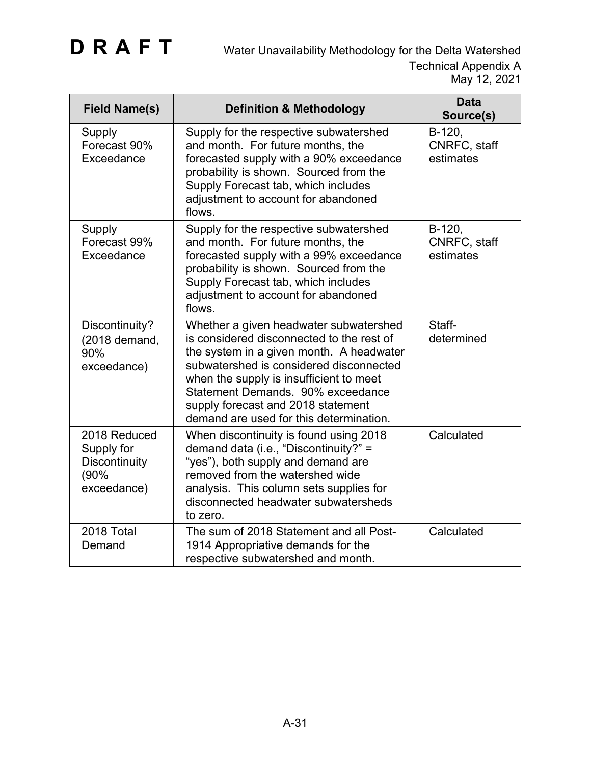| Field Name(s) | Definition & Methodology | Data Source(s) |
| --- | --- | --- |
| Supply Forecast 90% Exceedance | Supply for the respective subwatershed and month. For future months, the forecasted supply with a 90% exceedance probability is shown. Sourced from the Supply Forecast tab, which includes adjustment to account for abandoned flows. | B-120, CNRFC, staff estimates |
| Supply Forecast 99% Exceedance | Supply for the respective subwatershed and month. For future months, the forecasted supply with a 99% exceedance probability is shown. Sourced from the Supply Forecast tab, which includes adjustment to account for abandoned flows. | B-120, CNRFC, staff estimates |
| Discontinuity? (2018 demand, 90% exceedance) | Whether a given headwater subwatershed is considered disconnected to the rest of the system in a given month. A headwater subwatershed is considered disconnected when the supply is insufficient to meet Statement Demands. 90% exceedance supply forecast and 2018 statement demand are used for this determination. | Staff-determined |
| 2018 Reduced Supply for Discontinuity (90% exceedance) | When discontinuity is found using 2018 demand data (i.e., "Discontinuity?" = "yes"), both supply and demand are removed from the watershed wide analysis. This column sets supplies for disconnected headwater subwatersheds to zero. | Calculated |
| 2018 Total Demand | The sum of 2018 Statement and all Post-1914 Appropriative demands for the respective subwatershed and month. | Calculated |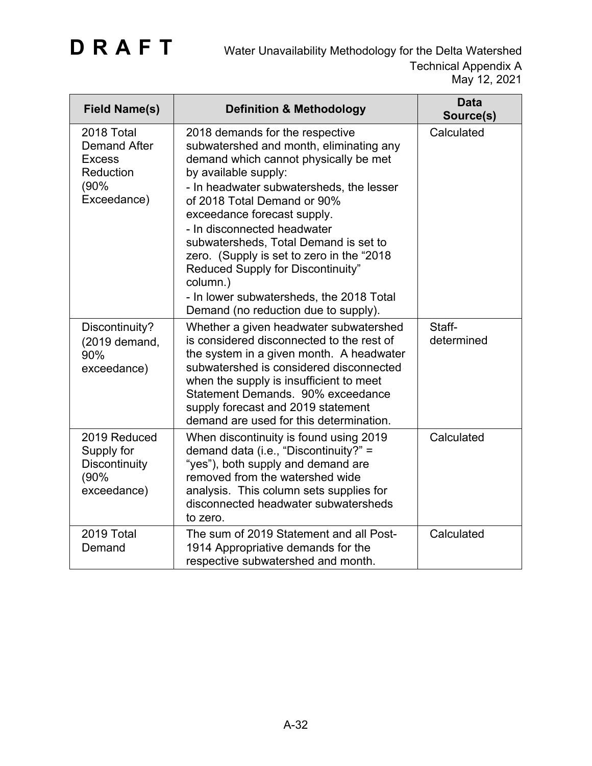| Field Name(s) | Definition & Methodology | Data Source(s) |
|---|---|---|
| 2018 Total Demand After Excess Reduction (90% Exceedance) | 2018 demands for the respective subwatershed and month, eliminating any demand which cannot physically be met by available supply:<br>- In headwater subwatersheds, the lesser of 2018 Total Demand or 90% exceedance forecast supply.<br>- In disconnected headwater subwatersheds, Total Demand is set to zero. (Supply is set to zero in the "2018 Reduced Supply for Discontinuity" column.)<br>- In lower subwatersheds, the 2018 Total Demand (no reduction due to supply). | Calculated |
| Discontinuity? (2019 demand, 90% exceedance) | Whether a given headwater subwatershed is considered disconnected to the rest of the system in a given month. A headwater subwatershed is considered disconnected when the supply is insufficient to meet Statement Demands. 90% exceedance supply forecast and 2019 statement demand are used for this determination. | Staff-determined |
| 2019 Reduced Supply for Discontinuity (90% exceedance) | When discontinuity is found using 2019 demand data (i.e., "Discontinuity?" = "yes"), both supply and demand are removed from the watershed wide analysis. This column sets supplies for disconnected headwater subwatersheds to zero. | Calculated |
| 2019 Total Demand | The sum of 2019 Statement and all Post-1914 Appropriative demands for the respective subwatershed and month. | Calculated |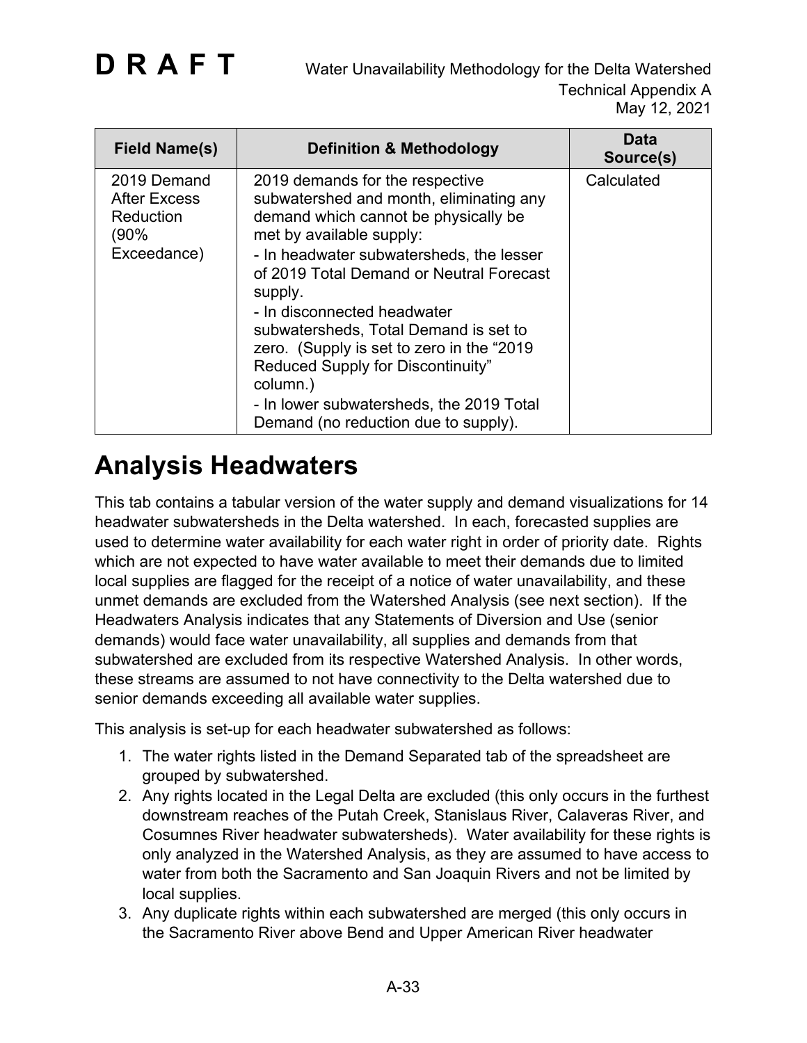| Field Name(s) | Definition & Methodology | Data Source(s) |
|---|---|---|
| 2019 Demand After Excess Reduction (90% Exceedance) | 2019 demands for the respective subwatershed and month, eliminating any demand which cannot be physically be met by available supply:<br>- In headwater subwatersheds, the lesser of 2019 Total Demand or Neutral Forecast supply.<br>- In disconnected headwater subwatersheds, Total Demand is set to zero. (Supply is set to zero in the "2019 Reduced Supply for Discontinuity" column.)<br>- In lower subwatersheds, the 2019 Total Demand (no reduction due to supply). | Calculated |

# Analysis Headwaters

This tab contains a tabular version of the water supply and demand visualizations for 14 headwater subwatersheds in the Delta watershed. In each, forecasted supplies are used to determine water availability for each water right in order of priority date. Rights which are not expected to have water available to meet their demands due to limited local supplies are flagged for the receipt of a notice of water unavailability, and these unmet demands are excluded from the Watershed Analysis (see next section). If the Headwaters Analysis indicates that any Statements of Diversion and Use (senior demands) would face water unavailability, all supplies and demands from that subwatershed are excluded from its respective Watershed Analysis. In other words, these streams are assumed to not have connectivity to the Delta watershed due to senior demands exceeding all available water supplies.

This analysis is set-up for each headwater subwatershed as follows:

1. The water rights listed in the Demand Separated tab of the spreadsheet are grouped by subwatershed.
2. Any rights located in the Legal Delta are excluded (this only occurs in the furthest downstream reaches of the Putah Creek, Stanislaus River, Calaveras River, and Cosumnes River headwater subwatersheds). Water availability for these rights is only analyzed in the Watershed Analysis, as they are assumed to have access to water from both the Sacramento and San Joaquin Rivers and not be limited by local supplies.
3. Any duplicate rights within each subwatershed are merged (this only occurs in the Sacramento River above Bend and Upper American River headwater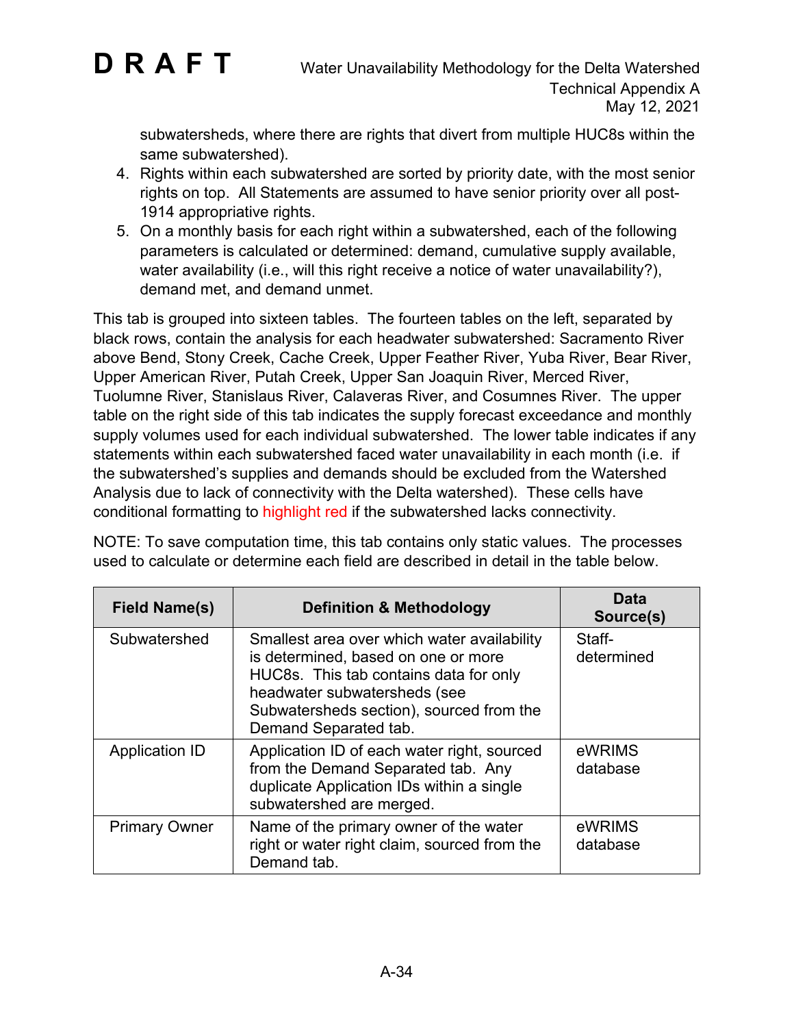subwatersheds, where there are rights that divert from multiple HUC8s within the same subwatershed).

4. Rights within each subwatershed are sorted by priority date, with the most senior rights on top. All Statements are assumed to have senior priority over all post-1914 appropriative rights.
5. On a monthly basis for each right within a subwatershed, each of the following parameters is calculated or determined: demand, cumulative supply available, water availability (i.e., will this right receive a notice of water unavailability?), demand met, and demand unmet.

This tab is grouped into sixteen tables. The fourteen tables on the left, separated by black rows, contain the analysis for each headwater subwatershed: Sacramento River above Bend, Stony Creek, Cache Creek, Upper Feather River, Yuba River, Bear River, Upper American River, Putah Creek, Upper San Joaquin River, Merced River, Tuolumne River, Stanislaus River, Calaveras River, and Cosumnes River. The upper table on the right side of this tab indicates the supply forecast exceedance and monthly supply volumes used for each individual subwatershed. The lower table indicates if any statements within each subwatershed faced water unavailability in each month (i.e. if the subwatershed's supplies and demands should be excluded from the Watershed Analysis due to lack of connectivity with the Delta watershed). These cells have conditional formatting to highlight red if the subwatershed lacks connectivity.

NOTE: To save computation time, this tab contains only static values. The processes used to calculate or determine each field are described in detail in the table below.

| Field Name(s) | Definition & Methodology | Data Source(s) |
|---|---|---|
| Subwatershed | Smallest area over which water availability is determined, based on one or more HUC8s. This tab contains data for only headwater subwatersheds (see Subwatersheds section), sourced from the Demand Separated tab. | Staff-determined |
| Application ID | Application ID of each water right, sourced from the Demand Separated tab. Any duplicate Application IDs within a single subwatershed are merged. | eWRIMS database |
| Primary Owner | Name of the primary owner of the water right or water right claim, sourced from the Demand tab. | eWRIMS database |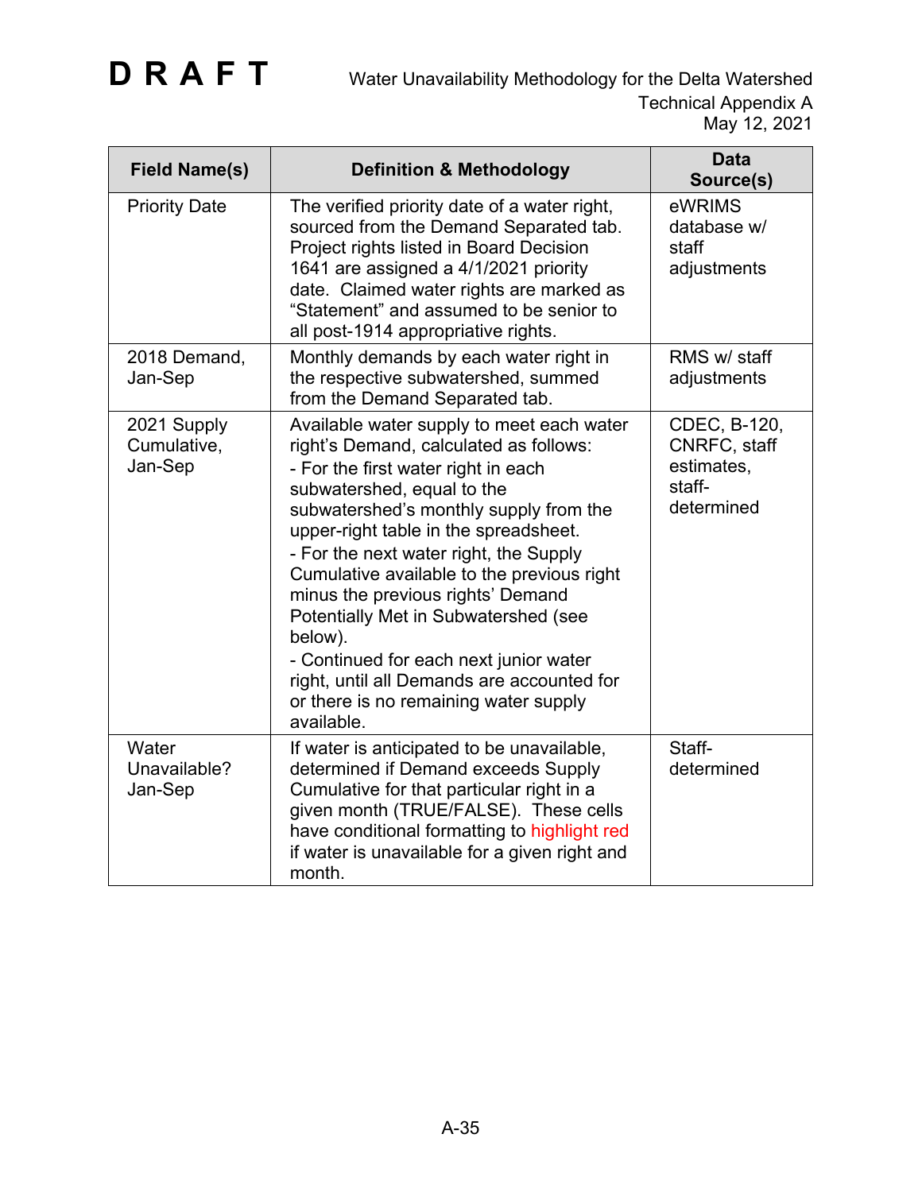| Field Name(s) | Definition & Methodology | Data Source(s) |
|---|---|---|
| Priority Date | The verified priority date of a water right, sourced from the Demand Separated tab. Project rights listed in Board Decision 1641 are assigned a 4/1/2021 priority date. Claimed water rights are marked as "Statement" and assumed to be senior to all post-1914 appropriative rights. | eWRIMS database w/ staff adjustments |
| 2018 Demand, Jan-Sep | Monthly demands by each water right in the respective subwatershed, summed from the Demand Separated tab. | RMS w/ staff adjustments |
| 2021 Supply Cumulative, Jan-Sep | Available water supply to meet each water right's Demand, calculated as follows:<br>- For the first water right in each subwatershed, equal to the subwatershed's monthly supply from the upper-right table in the spreadsheet.<br>- For the next water right, the Supply Cumulative available to the previous right minus the previous rights' Demand Potentially Met in Subwatershed (see below).<br>- Continued for each next junior water right, until all Demands are accounted for or there is no remaining water supply available. | CDEC, B-120, CNRFC, staff estimates, staff-determined |
| Water Unavailable? Jan-Sep | If water is anticipated to be unavailable, determined if Demand exceeds Supply Cumulative for that particular right in a given month (TRUE/FALSE). These cells have conditional formatting to highlight red if water is unavailable for a given right and month. | Staff-determined |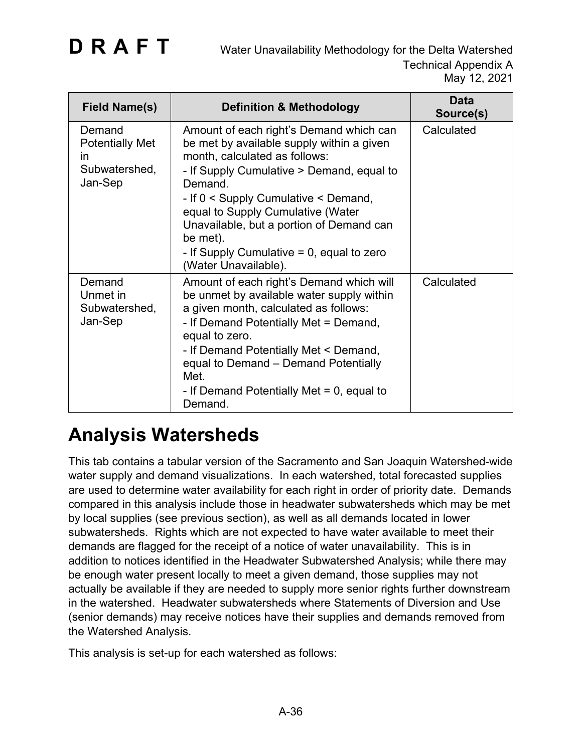| Field Name(s) | Definition & Methodology | Data Source(s) |
|---|---|---|
| Demand Potentially Met in Subwatershed, Jan-Sep | Amount of each right's Demand which can be met by available supply within a given month, calculated as follows:<br>- If Supply Cumulative > Demand, equal to Demand.<br>- If 0 < Supply Cumulative < Demand, equal to Supply Cumulative (Water Unavailable, but a portion of Demand can be met).<br>- If Supply Cumulative = 0, equal to zero (Water Unavailable). | Calculated |
| Demand Unmet in Subwatershed, Jan-Sep | Amount of each right's Demand which will be unmet by available water supply within a given month, calculated as follows:<br>- If Demand Potentially Met = Demand, equal to zero.<br>- If Demand Potentially Met < Demand, equal to Demand – Demand Potentially Met.<br>- If Demand Potentially Met = 0, equal to Demand. | Calculated |

# Analysis Watersheds

This tab contains a tabular version of the Sacramento and San Joaquin Watershed-wide water supply and demand visualizations. In each watershed, total forecasted supplies are used to determine water availability for each right in order of priority date. Demands compared in this analysis include those in headwater subwatersheds which may be met by local supplies (see previous section), as well as all demands located in lower subwatersheds. Rights which are not expected to have water available to meet their demands are flagged for the receipt of a notice of water unavailability. This is in addition to notices identified in the Headwater Subwatershed Analysis; while there may be enough water present locally to meet a given demand, those supplies may not actually be available if they are needed to supply more senior rights further downstream in the watershed. Headwater subwatersheds where Statements of Diversion and Use (senior demands) may receive notices have their supplies and demands removed from the Watershed Analysis.

This analysis is set-up for each watershed as follows: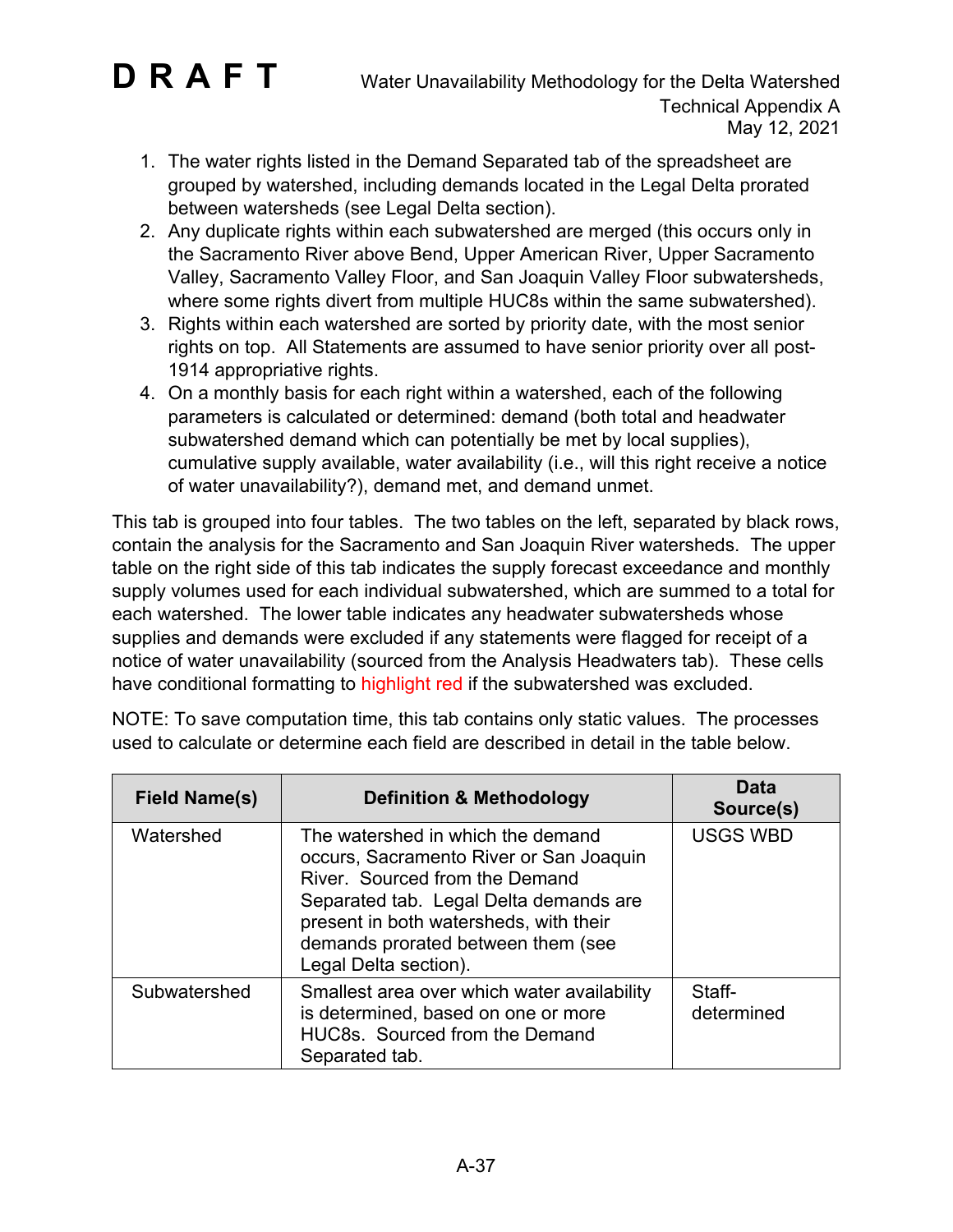1. The water rights listed in the Demand Separated tab of the spreadsheet are grouped by watershed, including demands located in the Legal Delta prorated between watersheds (see Legal Delta section).
2. Any duplicate rights within each subwatershed are merged (this occurs only in the Sacramento River above Bend, Upper American River, Upper Sacramento Valley, Sacramento Valley Floor, and San Joaquin Valley Floor subwatersheds, where some rights divert from multiple HUC8s within the same subwatershed).
3. Rights within each watershed are sorted by priority date, with the most senior rights on top. All Statements are assumed to have senior priority over all post-1914 appropriative rights.
4. On a monthly basis for each right within a watershed, each of the following parameters is calculated or determined: demand (both total and headwater subwatershed demand which can potentially be met by local supplies), cumulative supply available, water availability (i.e., will this right receive a notice of water unavailability?), demand met, and demand unmet.

This tab is grouped into four tables. The two tables on the left, separated by black rows, contain the analysis for the Sacramento and San Joaquin River watersheds. The upper table on the right side of this tab indicates the supply forecast exceedance and monthly supply volumes used for each individual subwatershed, which are summed to a total for each watershed. The lower table indicates any headwater subwatersheds whose supplies and demands were excluded if any statements were flagged for receipt of a notice of water unavailability (sourced from the Analysis Headwaters tab). These cells have conditional formatting to highlight red if the subwatershed was excluded.

NOTE: To save computation time, this tab contains only static values. The processes used to calculate or determine each field are described in detail in the table below.

| Field Name(s) | Definition & Methodology | Data Source(s) |
|---|---|---|
| Watershed | The watershed in which the demand occurs, Sacramento River or San Joaquin River. Sourced from the Demand Separated tab. Legal Delta demands are present in both watersheds, with their demands prorated between them (see Legal Delta section). | USGS WBD |
| Subwatershed | Smallest area over which water availability is determined, based on one or more HUC8s. Sourced from the Demand Separated tab. | Staff-determined |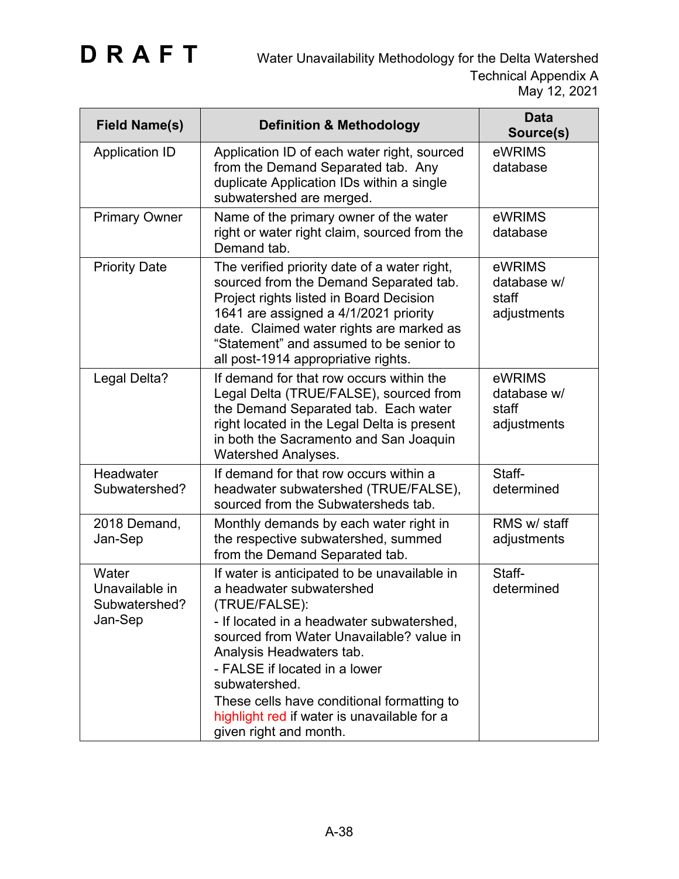| Field Name(s) | Definition & Methodology | Data Source(s) |
|---|---|---|
| Application ID | Application ID of each water right, sourced from the Demand Separated tab. Any duplicate Application IDs within a single subwatershed are merged. | eWRIMS database |
| Primary Owner | Name of the primary owner of the water right or water right claim, sourced from the Demand tab. | eWRIMS database |
| Priority Date | The verified priority date of a water right, sourced from the Demand Separated tab. Project rights listed in Board Decision 1641 are assigned a 4/1/2021 priority date. Claimed water rights are marked as "Statement" and assumed to be senior to all post-1914 appropriative rights. | eWRIMS database w/ staff adjustments |
| Legal Delta? | If demand for that row occurs within the Legal Delta (TRUE/FALSE), sourced from the Demand Separated tab. Each water right located in the Legal Delta is present in both the Sacramento and San Joaquin Watershed Analyses. | eWRIMS database w/ staff adjustments |
| Headwater Subwatershed? | If demand for that row occurs within a headwater subwatershed (TRUE/FALSE), sourced from the Subwatersheds tab. | Staff-determined |
| 2018 Demand, Jan-Sep | Monthly demands by each water right in the respective subwatershed, summed from the Demand Separated tab. | RMS w/ staff adjustments |
| Water Unavailable in Subwatershed? Jan-Sep | If water is anticipated to be unavailable in a headwater subwatershed (TRUE/FALSE):<br>- If located in a headwater subwatershed, sourced from Water Unavailable? value in Analysis Headwaters tab.<br>- FALSE if located in a lower subwatershed.<br>These cells have conditional formatting to highlight red if water is unavailable for a given right and month. | Staff-determined |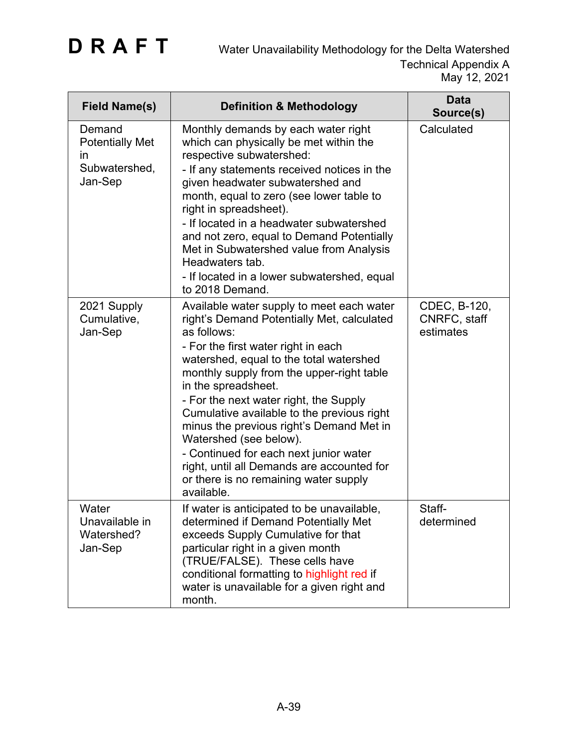| Field Name(s) | Definition & Methodology | Data Source(s) |
|---|---|---|
| Demand Potentially Met in Subwatershed, Jan-Sep | Monthly demands by each water right which can physically be met within the respective subwatershed:<br>- If any statements received notices in the given headwater subwatershed and month, equal to zero (see lower table to right in spreadsheet).<br>- If located in a headwater subwatershed and not zero, equal to Demand Potentially Met in Subwatershed value from Analysis Headwaters tab.<br>- If located in a lower subwatershed, equal to 2018 Demand. | Calculated |
| 2021 Supply Cumulative, Jan-Sep | Available water supply to meet each water right's Demand Potentially Met, calculated as follows:<br>- For the first water right in each watershed, equal to the total watershed monthly supply from the upper-right table in the spreadsheet.<br>- For the next water right, the Supply Cumulative available to the previous right minus the previous right's Demand Met in Watershed (see below).<br>- Continued for each next junior water right, until all Demands are accounted for or there is no remaining water supply available. | CDEC, B-120, CNRFC, staff estimates |
| Water Unavailable in Watershed? Jan-Sep | If water is anticipated to be unavailable, determined if Demand Potentially Met exceeds Supply Cumulative for that particular right in a given month (TRUE/FALSE). These cells have conditional formatting to highlight red if water is unavailable for a given right and month. | Staff-determined |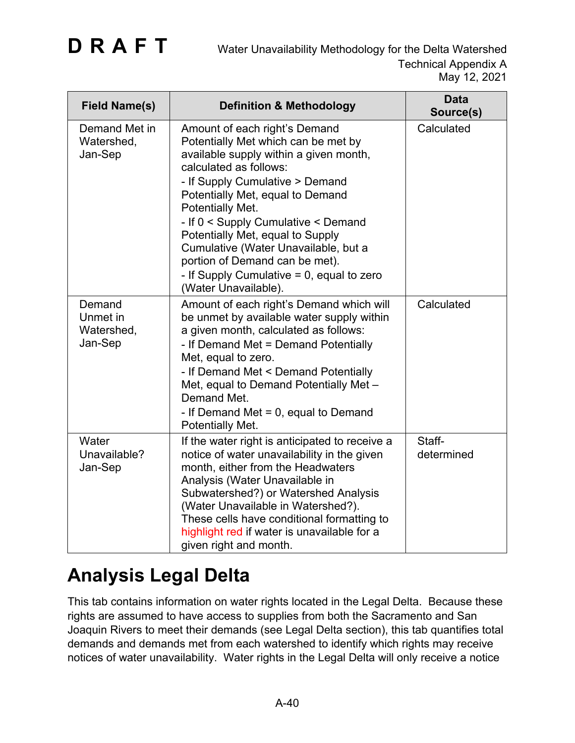| Field Name(s) | Definition & Methodology | Data Source(s) |
| --- | --- | --- |
| Demand Met in Watershed, Jan-Sep | Amount of each right's Demand Potentially Met which can be met by available supply within a given month, calculated as follows:<br>- If Supply Cumulative > Demand Potentially Met, equal to Demand Potentially Met.<br>- If 0 < Supply Cumulative < Demand Potentially Met, equal to Supply Cumulative (Water Unavailable, but a portion of Demand can be met).<br>- If Supply Cumulative = 0, equal to zero (Water Unavailable). | Calculated |
| Demand Unmet in Watershed, Jan-Sep | Amount of each right's Demand which will be unmet by available water supply within a given month, calculated as follows:<br>- If Demand Met = Demand Potentially Met, equal to zero.<br>- If Demand Met < Demand Potentially Met, equal to Demand Potentially Met – Demand Met.<br>- If Demand Met = 0, equal to Demand Potentially Met. | Calculated |
| Water Unavailable? Jan-Sep | If the water right is anticipated to receive a notice of water unavailability in the given month, either from the Headwaters Analysis (Water Unavailable in Subwatershed?) or Watershed Analysis (Water Unavailable in Watershed?). These cells have conditional formatting to highlight red if water is unavailable for a given right and month. | Staff-determined |

# Analysis Legal Delta

This tab contains information on water rights located in the Legal Delta. Because these rights are assumed to have access to supplies from both the Sacramento and San Joaquin Rivers to meet their demands (see Legal Delta section), this tab quantifies total demands and demands met from each watershed to identify which rights may receive notices of water unavailability. Water rights in the Legal Delta will only receive a notice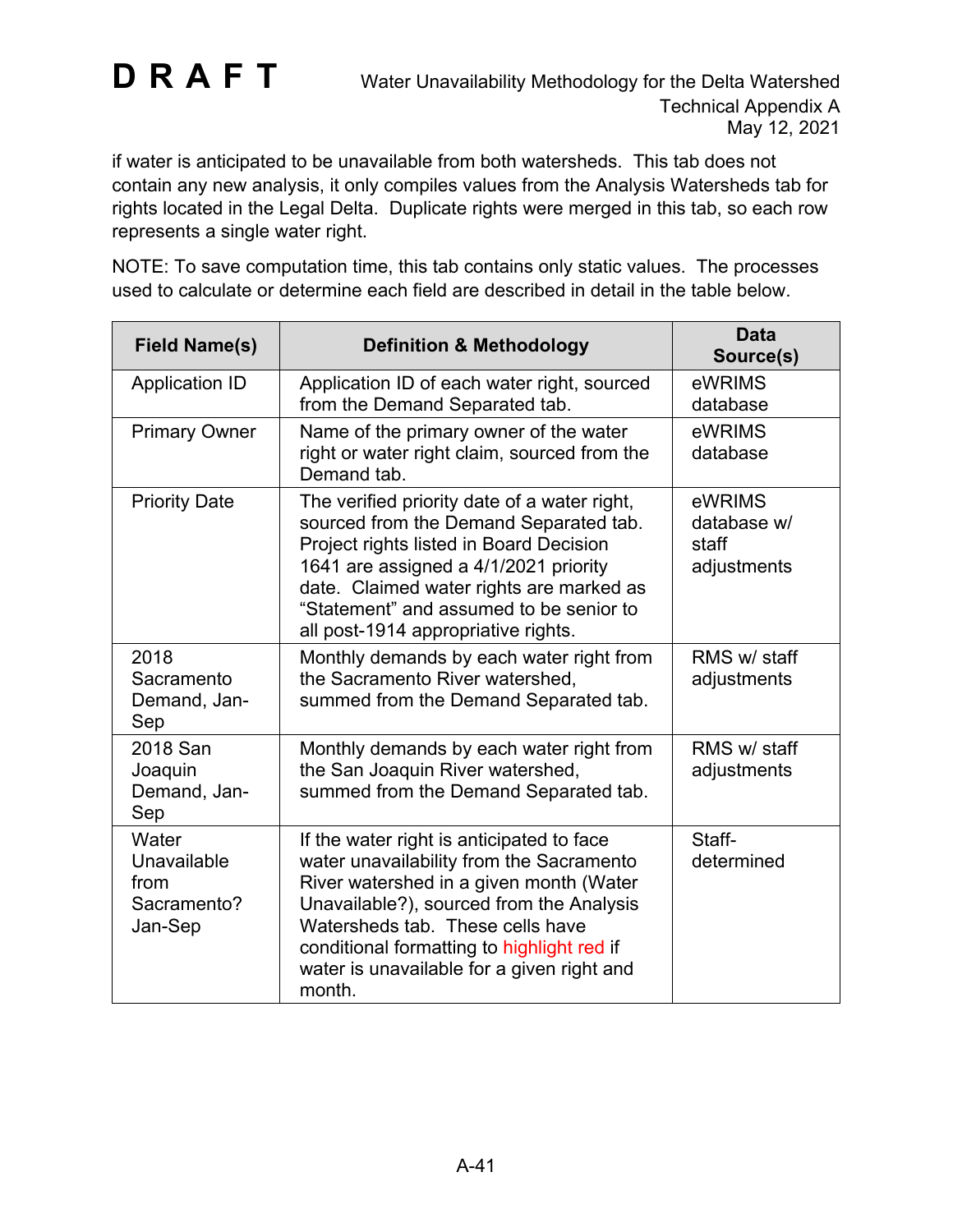if water is anticipated to be unavailable from both watersheds. This tab does not contain any new analysis, it only compiles values from the Analysis Watersheds tab for rights located in the Legal Delta. Duplicate rights were merged in this tab, so each row represents a single water right.

NOTE: To save computation time, this tab contains only static values. The processes used to calculate or determine each field are described in detail in the table below.

| Field Name(s) | Definition & Methodology | Data Source(s) |
|---|---|---|
| Application ID | Application ID of each water right, sourced from the Demand Separated tab. | eWRIMS database |
| Primary Owner | Name of the primary owner of the water right or water right claim, sourced from the Demand tab. | eWRIMS database |
| Priority Date | The verified priority date of a water right, sourced from the Demand Separated tab. Project rights listed in Board Decision 1641 are assigned a 4/1/2021 priority date. Claimed water rights are marked as "Statement" and assumed to be senior to all post-1914 appropriative rights. | eWRIMS database w/ staff adjustments |
| 2018 Sacramento Demand, Jan-Sep | Monthly demands by each water right from the Sacramento River watershed, summed from the Demand Separated tab. | RMS w/ staff adjustments |
| 2018 San Joaquin Demand, Jan-Sep | Monthly demands by each water right from the San Joaquin River watershed, summed from the Demand Separated tab. | RMS w/ staff adjustments |
| Water Unavailable from Sacramento? Jan-Sep | If the water right is anticipated to face water unavailability from the Sacramento River watershed in a given month (Water Unavailable?), sourced from the Analysis Watersheds tab. These cells have conditional formatting to highlight red if water is unavailable for a given right and month. | Staff-determined |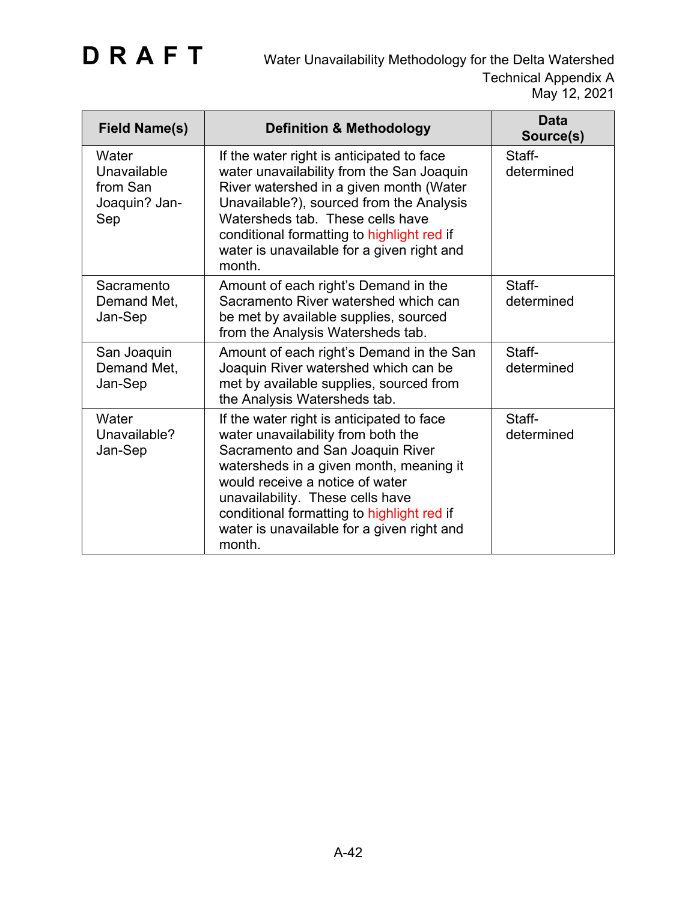| Field Name(s) | Definition & Methodology | Data Source(s) |
| --- | --- | --- |
| Water Unavailable from San Joaquin? Jan-Sep | If the water right is anticipated to face water unavailability from the San Joaquin River watershed in a given month (Water Unavailable?), sourced from the Analysis Watersheds tab. These cells have conditional formatting to highlight red if water is unavailable for a given right and month. | Staff-determined |
| Sacramento Demand Met, Jan-Sep | Amount of each right's Demand in the Sacramento River watershed which can be met by available supplies, sourced from the Analysis Watersheds tab. | Staff-determined |
| San Joaquin Demand Met, Jan-Sep | Amount of each right's Demand in the San Joaquin River watershed which can be met by available supplies, sourced from the Analysis Watersheds tab. | Staff-determined |
| Water Unavailable? Jan-Sep | If the water right is anticipated to face water unavailability from both the Sacramento and San Joaquin River watersheds in a given month, meaning it would receive a notice of water unavailability. These cells have conditional formatting to highlight red if water is unavailable for a given right and month. | Staff-determined |